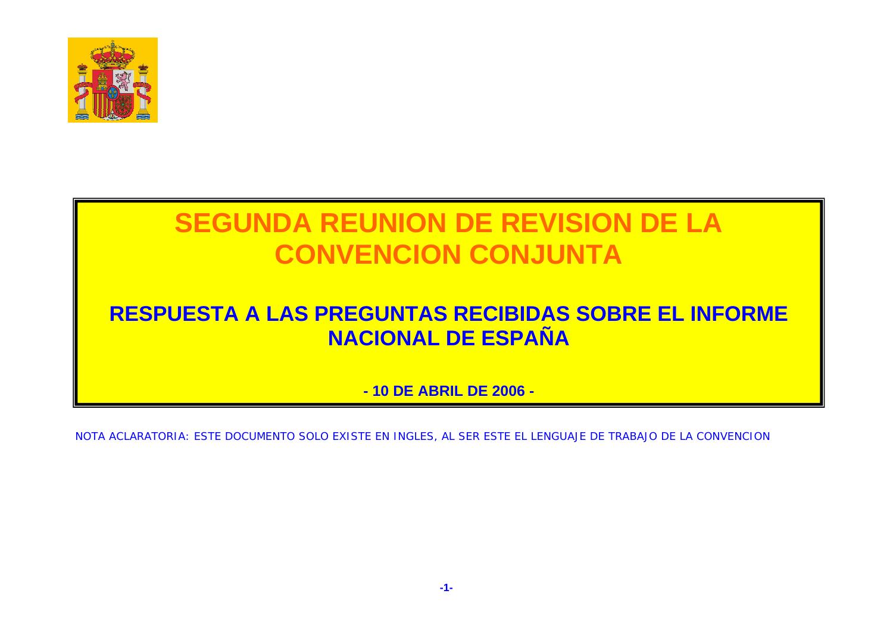# SEGUNDA REUNION DE REVISION DE LA CONVENCION CONJUNTA

## RESPUESTA A LAS PREGUNTAS RECIBIDAS SOBRE EL INFORME NACIONAL DE ESPAÑA

**- 10 DE ABRIL DE 2006 -**

NOTA ACLARATORIA: ESTE DOCUMENTO SOLO EXISTE EN INGLES, AL SER ESTE EL LENGUAJE DE TRABAJO DE LA CONVENCION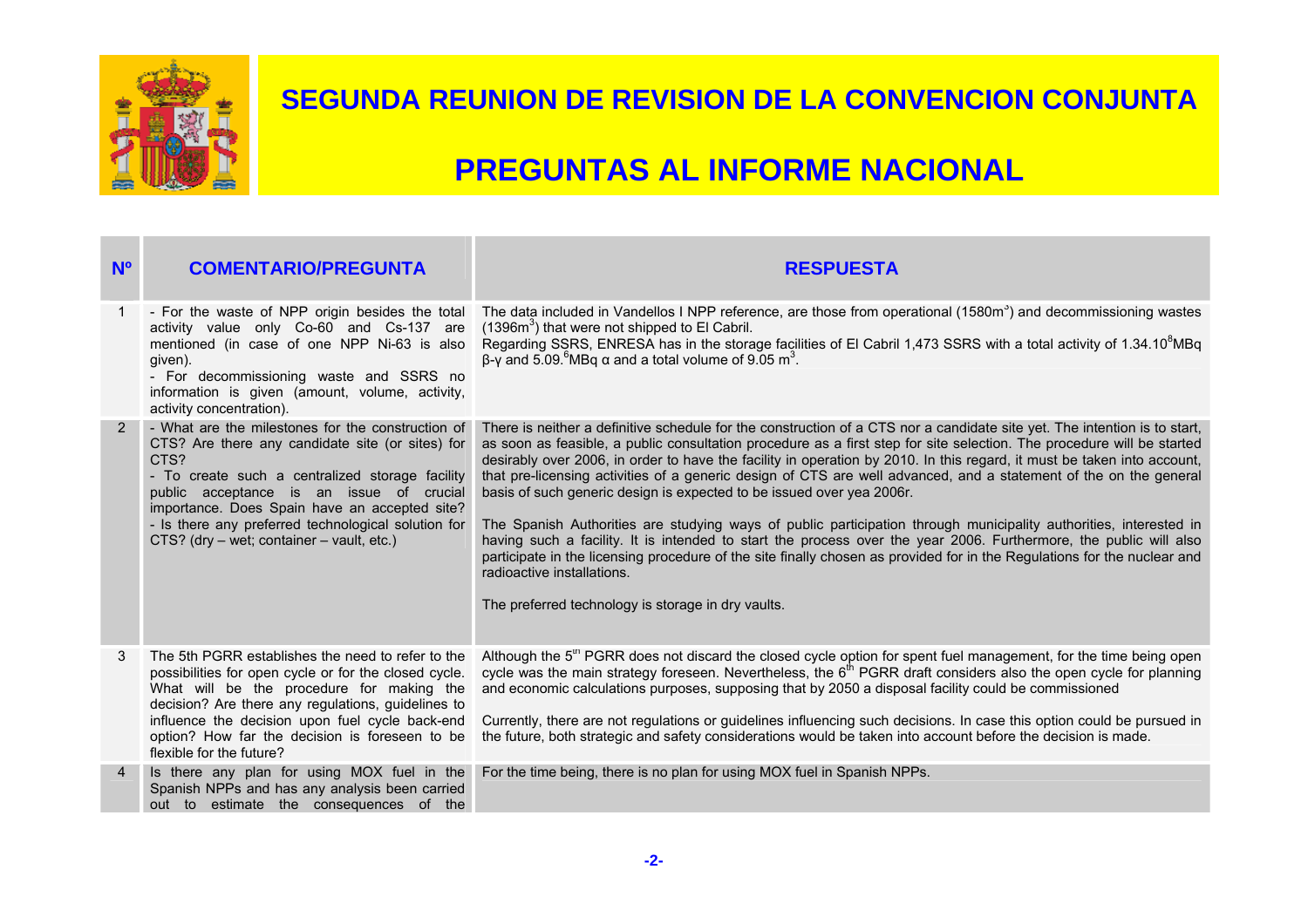# SEGUNDA REUNION DE REVISION DE LA CONVENCION CONJUNTA

# PREGUNTAS AL INFORME NACIONAL

| Nº | COMENTARIO/PREGUNTA | RESPUESTA |
|---|---|---|
| 1 | - For the waste of NPP origin besides the total activity value only Co-60 and Cs-137 are mentioned (in case of one NPP Ni-63 is also given).<br>- For decommissioning waste and SSRS no information is given (amount, volume, activity, activity concentration). | The data included in Vandellos I NPP reference, are those from operational (1580m$^3$) and decommissioning wastes (1396m$^3$) that were not shipped to El Cabril.<br>Regarding SSRS, ENRESA has in the storage facilities of El Cabril 1,473 SSRS with a total activity of 1.34.10$^8$MBq β-γ and 5.09.$^6$MBq α and a total volume of 9.05 m$^3$. |
| 2 | - What are the milestones for the construction of CTS? Are there any candidate site (or sites) for CTS?<br>- To create such a centralized storage facility public acceptance is an issue of crucial importance. Does Spain have an accepted site?<br>- Is there any preferred technological solution for CTS? (dry – wet; container – vault, etc.) | There is neither a definitive schedule for the construction of a CTS nor a candidate site yet. The intention is to start, as soon as feasible, a public consultation procedure as a first step for site selection. The procedure will be started desirably over 2006, in order to have the facility in operation by 2010. In this regard, it must be taken into account, that pre-licensing activities of a generic design of CTS are well advanced, and a statement of the on the general basis of such generic design is expected to be issued over yea 2006r.<br><br>The Spanish Authorities are studying ways of public participation through municipality authorities, interested in having such a facility. It is intended to start the process over the year 2006. Furthermore, the public will also participate in the licensing procedure of the site finally chosen as provided for in the Regulations for the nuclear and radioactive installations.<br><br>The preferred technology is storage in dry vaults. |
| 3 | The 5th PGRR establishes the need to refer to the possibilities for open cycle or for the closed cycle. What will be the procedure for making the decision? Are there any regulations, guidelines to influence the decision upon fuel cycle back-end option? How far the decision is foreseen to be flexible for the future? | Although the 5$^{th}$ PGRR does not discard the closed cycle option for spent fuel management, for the time being open cycle was the main strategy foreseen. Nevertheless, the 6$^{th}$ PGRR draft considers also the open cycle for planning and economic calculations purposes, supposing that by 2050 a disposal facility could be commissioned<br><br>Currently, there are not regulations or guidelines influencing such decisions. In case this option could be pursued in the future, both strategic and safety considerations would be taken into account before the decision is made. |
| 4 | Is there any plan for using MOX fuel in the Spanish NPPs and has any analysis been carried out to estimate the consequences of the | For the time being, there is no plan for using MOX fuel in Spanish NPPs. |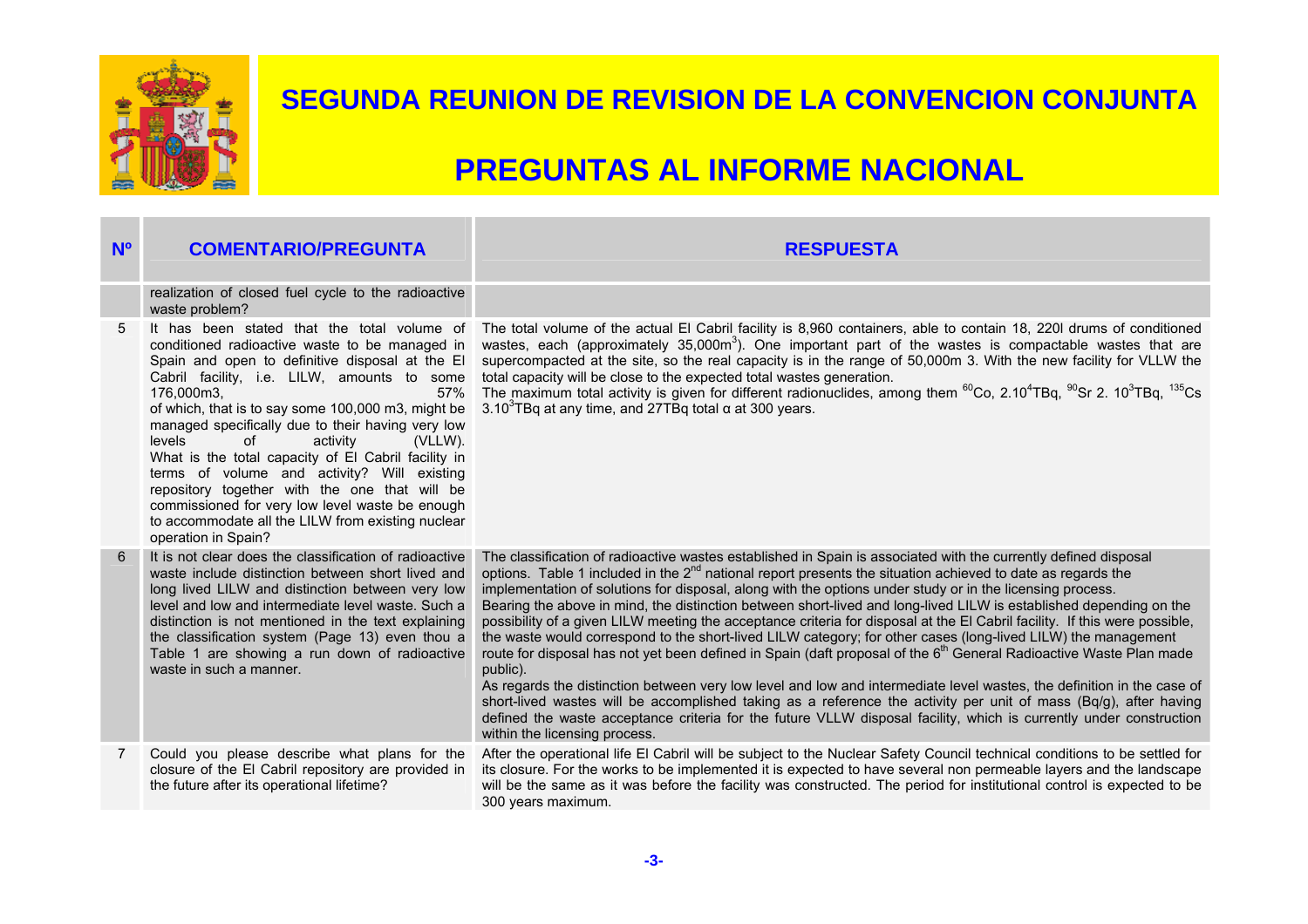# SEGUNDA REUNION DE REVISION DE LA CONVENCION CONJUNTA

# PREGUNTAS AL INFORME NACIONAL

| Nº | COMENTARIO/PREGUNTA | RESPUESTA |
|---|---|---|
| | realization of closed fuel cycle to the radioactive waste problem? | |
| 5 | It has been stated that the total volume of conditioned radioactive waste to be managed in Spain and open to definitive disposal at the El Cabril facility, i.e. LILW, amounts to some 176,000m3, 57% of which, that is to say some 100,000 m3, might be managed specifically due to their having very low levels of activity (VLLW). What is the total capacity of El Cabril facility in terms of volume and activity? Will existing repository together with the one that will be commissioned for very low level waste be enough to accommodate all the LILW from existing nuclear operation in Spain? | The total volume of the actual El Cabril facility is 8,960 containers, able to contain 18, 220l drums of conditioned wastes, each (approximately 35,000m$^3$). One important part of the wastes is compactable wastes that are supercompacted at the site, so the real capacity is in the range of 50,000m 3. With the new facility for VLLW the total capacity will be close to the expected total wastes generation.<br>The maximum total activity is given for different radionuclides, among them $^{60}$Co, 2.10$^4$TBq, $^{90}$Sr 2. 10$^3$TBq, $^{135}$Cs 3.10$^3$TBq at any time, and 27TBq total α at 300 years. |
| 6 | It is not clear does the classification of radioactive waste include distinction between short lived and long lived LILW and distinction between very low level and low and intermediate level waste. Such a distinction is not mentioned in the text explaining the classification system (Page 13) even thou a Table 1 are showing a run down of radioactive waste in such a manner. | The classification of radioactive wastes established in Spain is associated with the currently defined disposal options. Table 1 included in the 2$^{nd}$ national report presents the situation achieved to date as regards the implementation of solutions for disposal, along with the options under study or in the licensing process.<br>Bearing the above in mind, the distinction between short-lived and long-lived LILW is established depending on the possibility of a given LILW meeting the acceptance criteria for disposal at the El Cabril facility. If this were possible, the waste would correspond to the short-lived LILW category; for other cases (long-lived LILW) the management route for disposal has not yet been defined in Spain (daft proposal of the 6$^{th}$ General Radioactive Waste Plan made public).<br>As regards the distinction between very low level and low and intermediate level wastes, the definition in the case of short-lived wastes will be accomplished taking as a reference the activity per unit of mass (Bq/g), after having defined the waste acceptance criteria for the future VLLW disposal facility, which is currently under construction within the licensing process. |
| 7 | Could you please describe what plans for the closure of the El Cabril repository are provided in the future after its operational lifetime? | After the operational life El Cabril will be subject to the Nuclear Safety Council technical conditions to be settled for its closure. For the works to be implemented it is expected to have several non permeable layers and the landscape will be the same as it was before the facility was constructed. The period for institutional control is expected to be 300 years maximum. |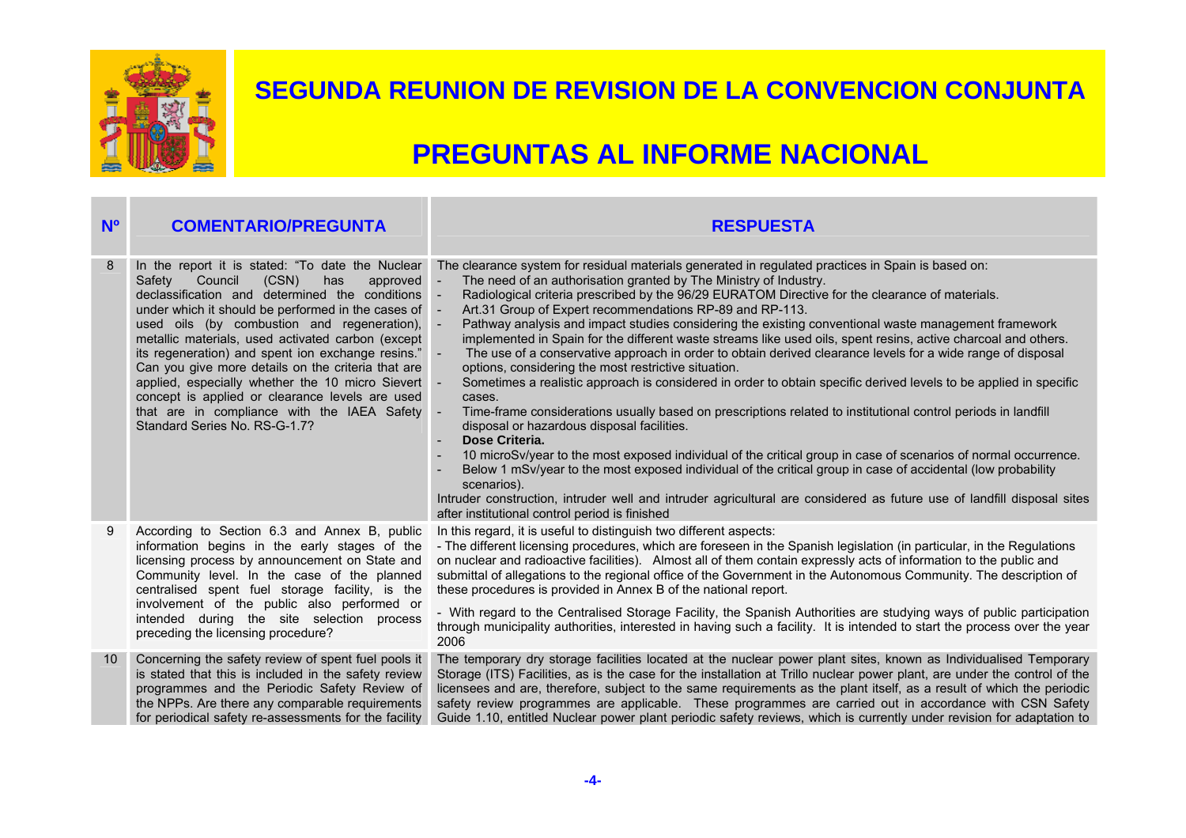# SEGUNDA REUNION DE REVISION DE LA CONVENCION CONJUNTA

# PREGUNTAS AL INFORME NACIONAL

| Nº | COMENTARIO/PREGUNTA | RESPUESTA |
|---|---|---|
| 8 | In the report it is stated: "To date the Nuclear Safety Council (CSN) has approved declassification and determined the conditions under which it should be performed in the cases of used oils (by combustion and regeneration), metallic materials, used activated carbon (except its regeneration) and spent ion exchange resins." Can you give more details on the criteria that are applied, especially whether the 10 micro Sievert concept is applied or clearance levels are used that are in compliance with the IAEA Safety Standard Series No. RS-G-1.7? | The clearance system for residual materials generated in regulated practices in Spain is based on:<br>- The need of an authorisation granted by The Ministry of Industry.<br>- Radiological criteria prescribed by the 96/29 EURATOM Directive for the clearance of materials.<br>- Art.31 Group of Expert recommendations RP-89 and RP-113.<br>- Pathway analysis and impact studies considering the existing conventional waste management framework implemented in Spain for the different waste streams like used oils, spent resins, active charcoal and others.<br>- The use of a conservative approach in order to obtain derived clearance levels for a wide range of disposal options, considering the most restrictive situation.<br>- Sometimes a realistic approach is considered in order to obtain specific derived levels to be applied in specific cases.<br>- Time-frame considerations usually based on prescriptions related to institutional control periods in landfill disposal or hazardous disposal facilities.<br>- **Dose Criteria.**<br>- 10 microSv/year to the most exposed individual of the critical group in case of scenarios of normal occurrence.<br>- Below 1 mSv/year to the most exposed individual of the critical group in case of accidental (low probability scenarios).<br>Intruder construction, intruder well and intruder agricultural are considered as future use of landfill disposal sites after institutional control period is finished |
| 9 | According to Section 6.3 and Annex B, public information begins in the early stages of the licensing process by announcement on State and Community level. In the case of the planned centralised spent fuel storage facility, is the involvement of the public also performed or intended during the site selection process preceding the licensing procedure? | In this regard, it is useful to distinguish two different aspects:<br>- The different licensing procedures, which are foreseen in the Spanish legislation (in particular, in the Regulations on nuclear and radioactive facilities). Almost all of them contain expressly acts of information to the public and submittal of allegations to the regional office of the Government in the Autonomous Community. The description of these procedures is provided in Annex B of the national report.<br>- With regard to the Centralised Storage Facility, the Spanish Authorities are studying ways of public participation through municipality authorities, interested in having such a facility. It is intended to start the process over the year 2006 |
| 10 | Concerning the safety review of spent fuel pools it is stated that this is included in the safety review programmes and the Periodic Safety Review of the NPPs. Are there any comparable requirements for periodical safety re-assessments for the facility | The temporary dry storage facilities located at the nuclear power plant sites, known as Individualised Temporary Storage (ITS) Facilities, as is the case for the installation at Trillo nuclear power plant, are under the control of the licensees and are, therefore, subject to the same requirements as the plant itself, as a result of which the periodic safety review programmes are applicable. These programmes are carried out in accordance with CSN Safety Guide 1.10, entitled Nuclear power plant periodic safety reviews, which is currently under revision for adaptation to |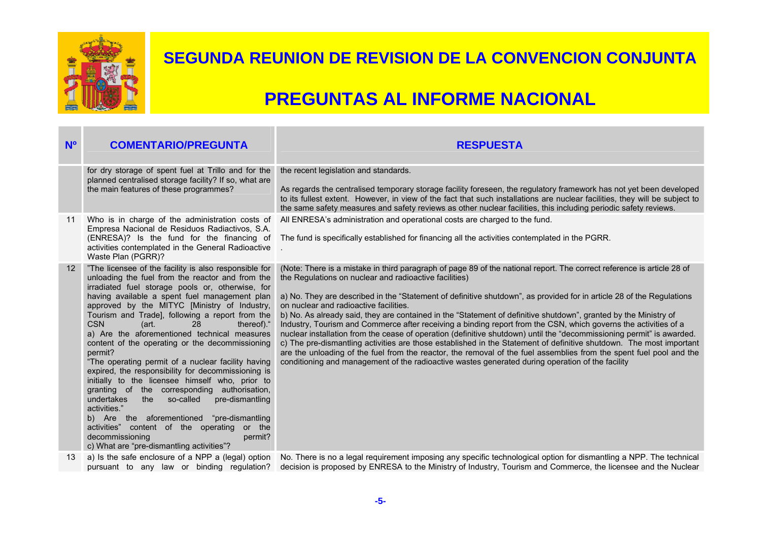# SEGUNDA REUNION DE REVISION DE LA CONVENCION CONJUNTA

# PREGUNTAS AL INFORME NACIONAL

| Nº | COMENTARIO/PREGUNTA | RESPUESTA |
|---|---|---|
| | for dry storage of spent fuel at Trillo and for the planned centralised storage facility? If so, what are the main features of these programmes? | the recent legislation and standards.<br><br>As regards the centralised temporary storage facility foreseen, the regulatory framework has not yet been developed to its fullest extent. However, in view of the fact that such installations are nuclear facilities, they will be subject to the same safety measures and safety reviews as other nuclear facilities, this including periodic safety reviews. |
| 11 | Who is in charge of the administration costs of Empresa Nacional de Residuos Radiactivos, S.A. (ENRESA)? Is the fund for the financing of activities contemplated in the General Radioactive Waste Plan (PGRR)? | All ENRESA's administration and operational costs are charged to the fund.<br><br>The fund is specifically established for financing all the activities contemplated in the PGRR.<br>. |
| 12 | "The licensee of the facility is also responsible for unloading the fuel from the reactor and from the irradiated fuel storage pools or, otherwise, for having available a spent fuel management plan approved by the MITYC [Ministry of Industry, Tourism and Trade], following a report from the CSN (art. 28 thereof)."<br>a) Are the aforementioned technical measures content of the operating or the decommissioning permit?<br>"The operating permit of a nuclear facility having expired, the responsibility for decommissioning is initially to the licensee himself who, prior to granting of the corresponding authorisation, undertakes the so-called pre-dismantling activities."<br>b) Are the aforementioned "pre-dismantling activities" content of the operating or the decommissioning permit?<br>c) What are "pre-dismantling activities"? | (Note: There is a mistake in third paragraph of page 89 of the national report. The correct reference is article 28 of the Regulations on nuclear and radioactive facilities)<br><br>a) No. They are described in the "Statement of definitive shutdown", as provided for in article 28 of the Regulations on nuclear and radioactive facilities.<br>b) No. As already said, they are contained in the "Statement of definitive shutdown", granted by the Ministry of Industry, Tourism and Commerce after receiving a binding report from the CSN, which governs the activities of a nuclear installation from the cease of operation (definitive shutdown) until the "decommissioning permit" is awarded.<br>c) The pre-dismantling activities are those established in the Statement of definitive shutdown. The most important are the unloading of the fuel from the reactor, the removal of the fuel assemblies from the spent fuel pool and the conditioning and management of the radioactive wastes generated during operation of the facility |
| 13 | a) Is the safe enclosure of a NPP a (legal) option pursuant to any law or binding regulation? | No. There is no a legal requirement imposing any specific technological option for dismantling a NPP. The technical decision is proposed by ENRESA to the Ministry of Industry, Tourism and Commerce, the licensee and the Nuclear |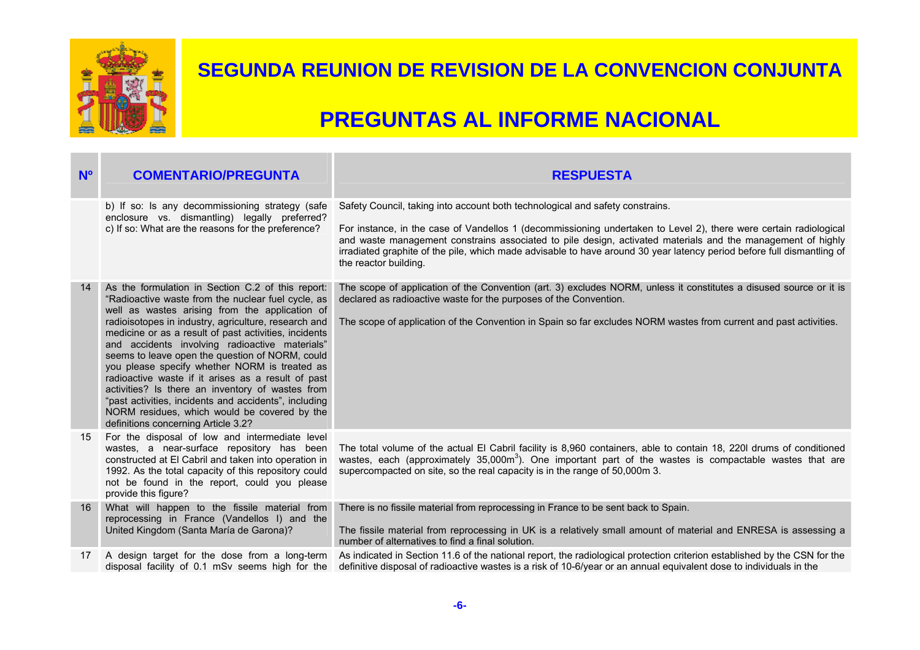# SEGUNDA REUNION DE REVISION DE LA CONVENCION CONJUNTA

# PREGUNTAS AL INFORME NACIONAL

| Nº | COMENTARIO/PREGUNTA | RESPUESTA |
|---|---|---|
| | b) If so: Is any decommissioning strategy (safe enclosure vs. dismantling) legally preferred? c) If so: What are the reasons for the preference? | Safety Council, taking into account both technological and safety constrains.<br><br>For instance, in the case of Vandellos 1 (decommissioning undertaken to Level 2), there were certain radiological and waste management constrains associated to pile design, activated materials and the management of highly irradiated graphite of the pile, which made advisable to have around 30 year latency period before full dismantling of the reactor building. |
| 14 | As the formulation in Section C.2 of this report: "Radioactive waste from the nuclear fuel cycle, as well as wastes arising from the application of radioisotopes in industry, agriculture, research and medicine or as a result of past activities, incidents and accidents involving radioactive materials" seems to leave open the question of NORM, could you please specify whether NORM is treated as radioactive waste if it arises as a result of past activities? Is there an inventory of wastes from "past activities, incidents and accidents", including NORM residues, which would be covered by the definitions concerning Article 3.2? | The scope of application of the Convention (art. 3) excludes NORM, unless it constitutes a disused source or it is declared as radioactive waste for the purposes of the Convention.<br><br>The scope of application of the Convention in Spain so far excludes NORM wastes from current and past activities. |
| 15 | For the disposal of low and intermediate level wastes, a near-surface repository has been constructed at El Cabril and taken into operation in 1992. As the total capacity of this repository could not be found in the report, could you please provide this figure? | The total volume of the actual El Cabril facility is 8,960 containers, able to contain 18, 220l drums of conditioned wastes, each (approximately 35,000m$^3$). One important part of the wastes is compactable wastes that are supercompacted on site, so the real capacity is in the range of 50,000m 3. |
| 16 | What will happen to the fissile material from reprocessing in France (Vandellos I) and the United Kingdom (Santa María de Garona)? | There is no fissile material from reprocessing in France to be sent back to Spain.<br><br>The fissile material from reprocessing in UK is a relatively small amount of material and ENRESA is assessing a number of alternatives to find a final solution. |
| 17 | A design target for the dose from a long-term disposal facility of 0.1 mSv seems high for the | As indicated in Section 11.6 of the national report, the radiological protection criterion established by the CSN for the definitive disposal of radioactive wastes is a risk of 10-6/year or an annual equivalent dose to individuals in the |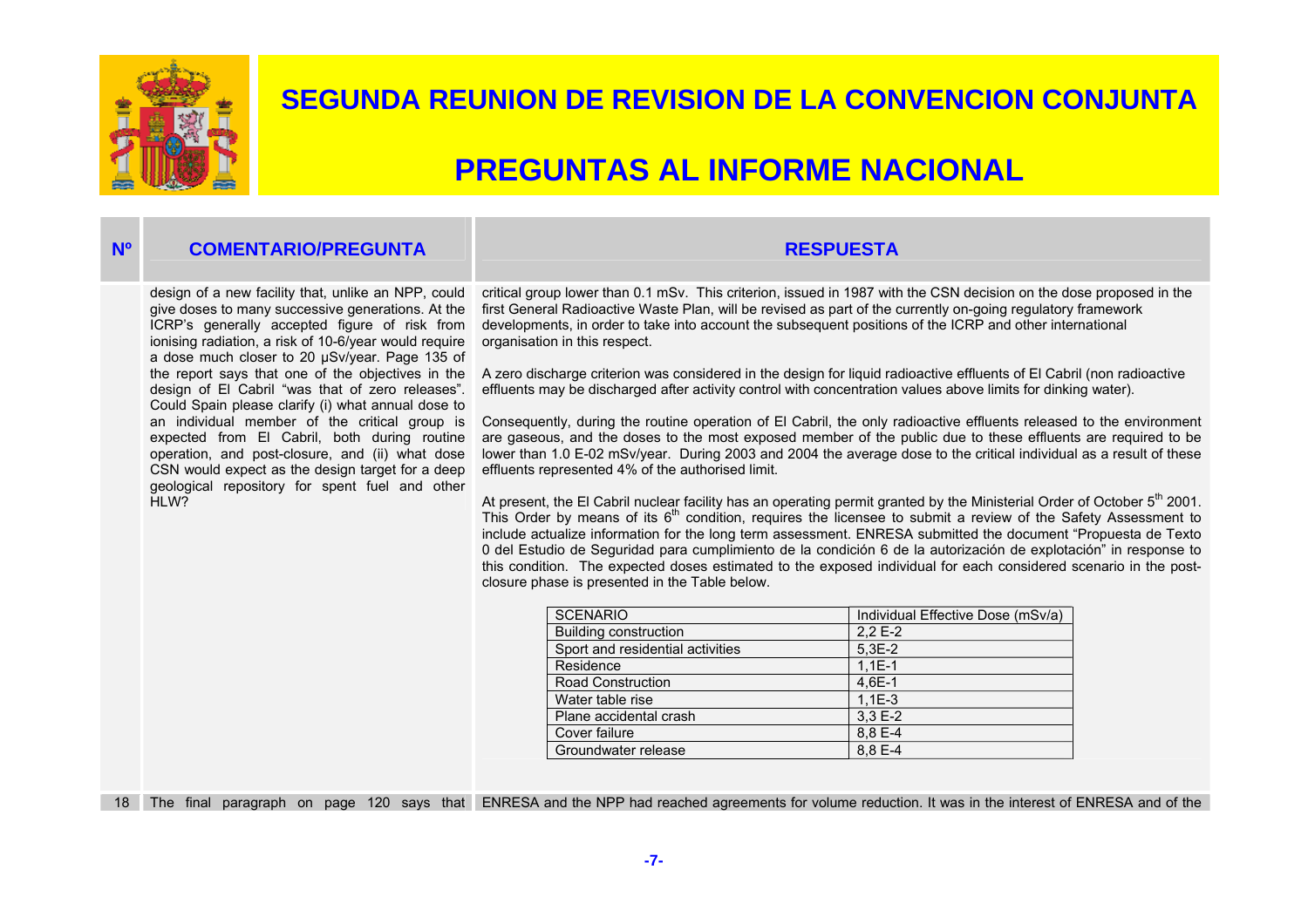# SEGUNDA REUNION DE REVISION DE LA CONVENCION CONJUNTA

# PREGUNTAS AL INFORME NACIONAL

| Nº | COMENTARIO/PREGUNTA | RESPUESTA |
|---|---|---|
| | design of a new facility that, unlike an NPP, could give doses to many successive generations. At the ICRP's generally accepted figure of risk from ionising radiation, a risk of 10-6/year would require a dose much closer to 20 µSv/year. Page 135 of the report says that one of the objectives in the design of El Cabril "was that of zero releases". Could Spain please clarify (i) what annual dose to an individual member of the critical group is expected from El Cabril, both during routine operation, and post-closure, and (ii) what dose CSN would expect as the design target for a deep geological repository for spent fuel and other HLW? | critical group lower than 0.1 mSv. This criterion, issued in 1987 with the CSN decision on the dose proposed in the first General Radioactive Waste Plan, will be revised as part of the currently on-going regulatory framework developments, in order to take into account the subsequent positions of the ICRP and other international organisation in this respect.<br><br>A zero discharge criterion was considered in the design for liquid radioactive effluents of El Cabril (non radioactive effluents may be discharged after activity control with concentration values above limits for dinking water).<br><br>Consequently, during the routine operation of El Cabril, the only radioactive effluents released to the environment are gaseous, and the doses to the most exposed member of the public due to these effluents are required to be lower than 1.0 E-02 mSv/year. During 2003 and 2004 the average dose to the critical individual as a result of these effluents represented 4% of the authorised limit.<br><br>At present, the El Cabril nuclear facility has an operating permit granted by the Ministerial Order of October 5th 2001. This Order by means of its 6th condition, requires the licensee to submit a review of the Safety Assessment to include actualize information for the long term assessment. ENRESA submitted the document "Propuesta de Texto 0 del Estudio de Seguridad para cumplimiento de la condición 6 de la autorización de explotación" in response to this condition. The expected doses estimated to the exposed individual for each considered scenario in the post-closure phase is presented in the Table below. |

| SCENARIO | Individual Effective Dose (mSv/a) |
|---|---|
| Building construction | 2,2 E-2 |
| Sport and residential activities | 5,3E-2 |
| Residence | 1,1E-1 |
| Road Construction | 4,6E-1 |
| Water table rise | 1,1E-3 |
| Plane accidental crash | 3,3 E-2 |
| Cover failure | 8,8 E-4 |
| Groundwater release | 8,8 E-4 |

| Nº | COMENTARIO/PREGUNTA | RESPUESTA |
|---|---|---|
| 18 | The final paragraph on page 120 says that | ENRESA and the NPP had reached agreements for volume reduction. It was in the interest of ENRESA and of the |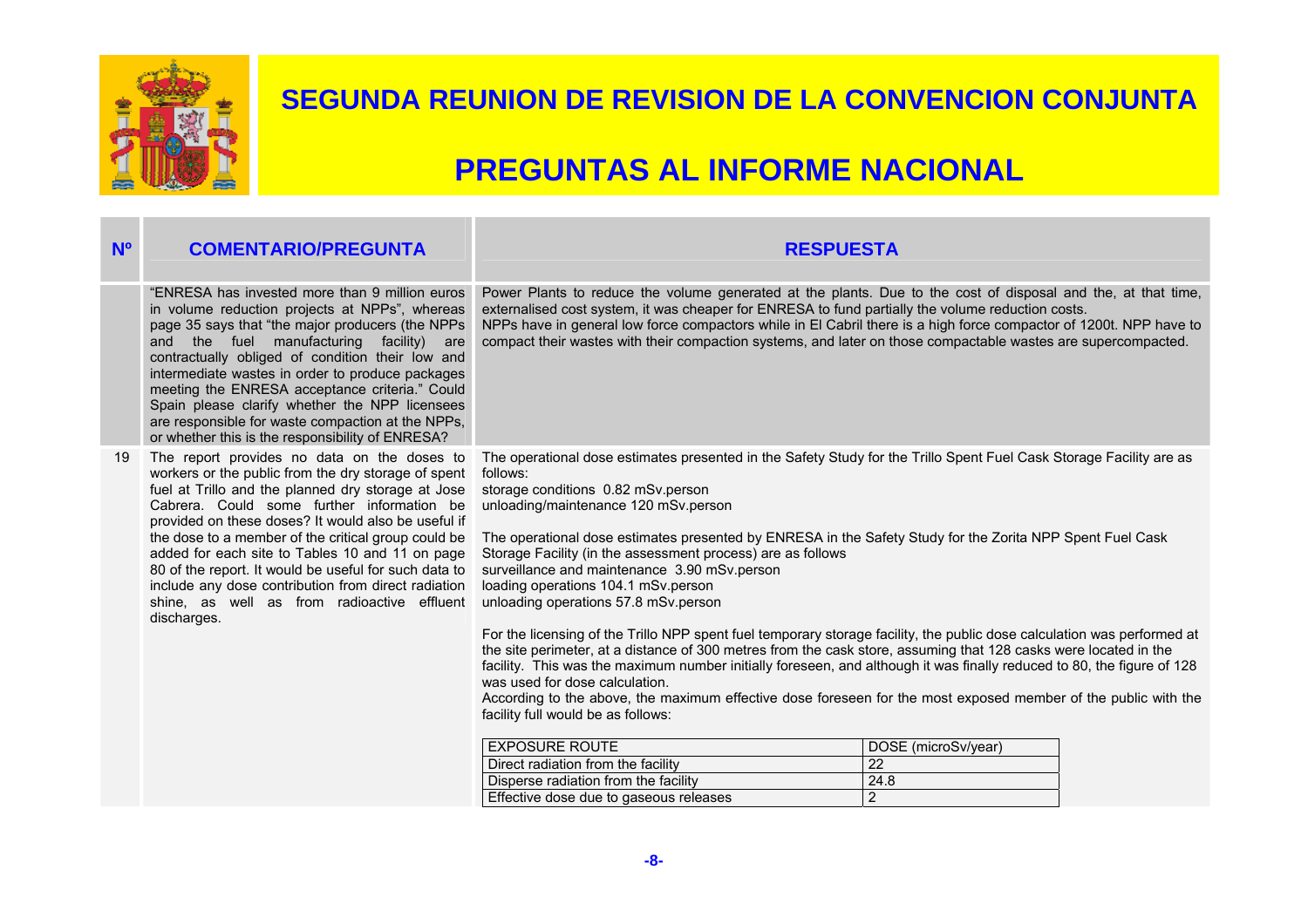# SEGUNDA REUNION DE REVISION DE LA CONVENCION CONJUNTA

# PREGUNTAS AL INFORME NACIONAL

| Nº | COMENTARIO/PREGUNTA | RESPUESTA |
|---|---|---|
| | "ENRESA has invested more than 9 million euros in volume reduction projects at NPPs", whereas page 35 says that "the major producers (the NPPs and the fuel manufacturing facility) are contractually obliged of condition their low and intermediate wastes in order to produce packages meeting the ENRESA acceptance criteria." Could Spain please clarify whether the NPP licensees are responsible for waste compaction at the NPPs, or whether this is the responsibility of ENRESA? | Power Plants to reduce the volume generated at the plants. Due to the cost of disposal and the, at that time, externalised cost system, it was cheaper for ENRESA to fund partially the volume reduction costs.<br>NPPs have in general low force compactors while in El Cabril there is a high force compactor of 1200t. NPP have to compact their wastes with their compaction systems, and later on those compactable wastes are supercompacted. |
| 19 | The report provides no data on the doses to workers or the public from the dry storage of spent fuel at Trillo and the planned dry storage at Jose Cabrera. Could some further information be provided on these doses? It would also be useful if the dose to a member of the critical group could be added for each site to Tables 10 and 11 on page 80 of the report. It would be useful for such data to include any dose contribution from direct radiation shine, as well as from radioactive effluent discharges. | The operational dose estimates presented in the Safety Study for the Trillo Spent Fuel Cask Storage Facility are as follows:<br>storage conditions 0.82 mSv.person<br>unloading/maintenance 120 mSv.person<br><br>The operational dose estimates presented by ENRESA in the Safety Study for the Zorita NPP Spent Fuel Cask Storage Facility (in the assessment process) are as follows<br>surveillance and maintenance 3.90 mSv.person<br>loading operations 104.1 mSv.person<br>unloading operations 57.8 mSv.person<br><br>For the licensing of the Trillo NPP spent fuel temporary storage facility, the public dose calculation was performed at the site perimeter, at a distance of 300 metres from the cask store, assuming that 128 casks were located in the facility. This was the maximum number initially foreseen, and although it was finally reduced to 80, the figure of 128 was used for dose calculation.<br>According to the above, the maximum effective dose foreseen for the most exposed member of the public with the facility full would be as follows:<br><br>EXPOSURE ROUTE — DOSE (microSv/year)<br>Direct radiation from the facility — 22<br>Disperse radiation from the facility — 24.8<br>Effective dose due to gaseous releases — 2 |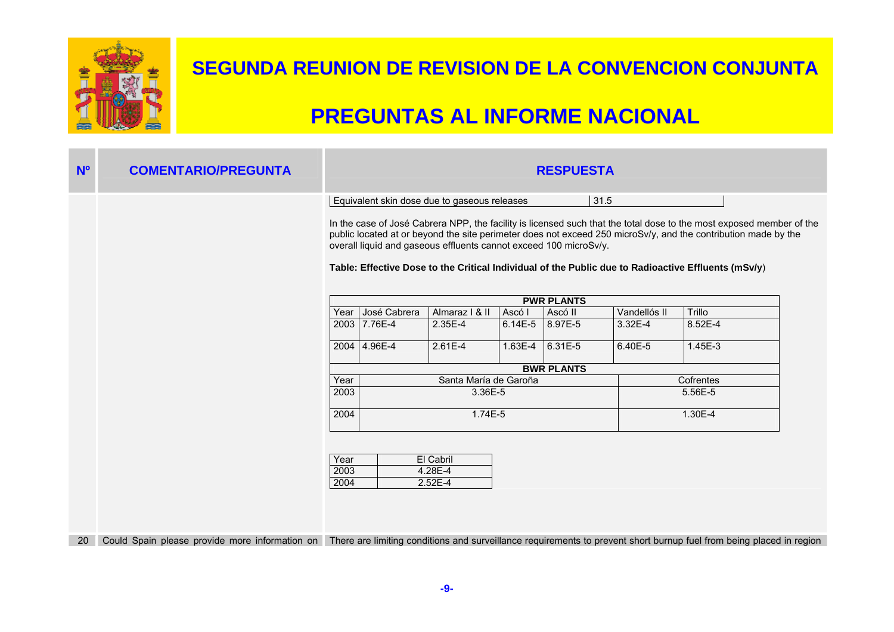# SEGUNDA REUNION DE REVISION DE LA CONVENCION CONJUNTA

# PREGUNTAS AL INFORME NACIONAL

| Nº | COMENTARIO/PREGUNTA | RESPUESTA |
|---|---|---|

| Equivalent skin dose due to gaseous releases | 31.5 |
|---|---|

In the case of José Cabrera NPP, the facility is licensed such that the total dose to the most exposed member of the public located at or beyond the site perimeter does not exceed 250 microSv/y, and the contribution made by the overall liquid and gaseous effluents cannot exceed 100 microSv/y.

**Table: Effective Dose to the Critical Individual of the Public due to Radioactive Effluents (mSv/y)**

| PWR PLANTS | | | | | | |
|---|---|---|---|---|---|---|
| Year | José Cabrera | Almaraz I & II | Ascó I | Ascó II | Vandellós II | Trillo |
| 2003 | 7.76E-4 | 2.35E-4 | 6.14E-5 | 8.97E-5 | 3.32E-4 | 8.52E-4 |
| 2004 | 4.96E-4 | 2.61E-4 | 1.63E-4 | 6.31E-5 | 6.40E-5 | 1.45E-3 |

| BWR PLANTS | | |
|---|---|---|
| Year | Santa María de Garoña | Cofrentes |
| 2003 | 3.36E-5 | 5.56E-5 |
| 2004 | 1.74E-5 | 1.30E-4 |

| Year | El Cabril |
|---|---|
| 2003 | 4.28E-4 |
| 2004 | 2.52E-4 |

| Nº | COMENTARIO/PREGUNTA | RESPUESTA |
|---|---|---|
| 20 | Could Spain please provide more information on | There are limiting conditions and surveillance requirements to prevent short burnup fuel from being placed in region |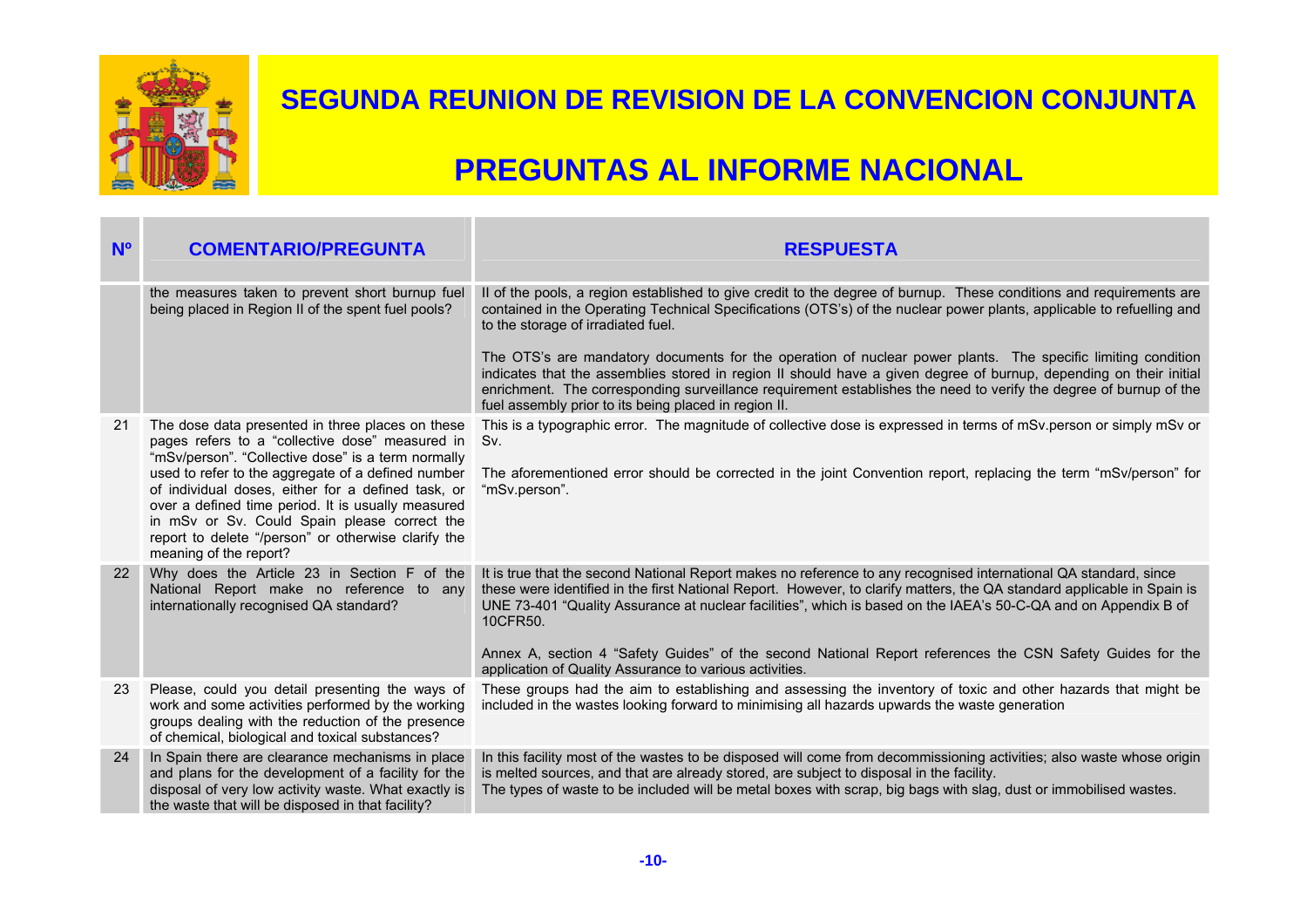# SEGUNDA REUNION DE REVISION DE LA CONVENCION CONJUNTA

# PREGUNTAS AL INFORME NACIONAL

| Nº | COMENTARIO/PREGUNTA | RESPUESTA |
|---|---|---|
| | the measures taken to prevent short burnup fuel being placed in Region II of the spent fuel pools? | II of the pools, a region established to give credit to the degree of burnup. These conditions and requirements are contained in the Operating Technical Specifications (OTS's) of the nuclear power plants, applicable to refuelling and to the storage of irradiated fuel.<br><br>The OTS's are mandatory documents for the operation of nuclear power plants. The specific limiting condition indicates that the assemblies stored in region II should have a given degree of burnup, depending on their initial enrichment. The corresponding surveillance requirement establishes the need to verify the degree of burnup of the fuel assembly prior to its being placed in region II. |
| 21 | The dose data presented in three places on these pages refers to a "collective dose" measured in "mSv/person". "Collective dose" is a term normally used to refer to the aggregate of a defined number of individual doses, either for a defined task, or over a defined time period. It is usually measured in mSv or Sv. Could Spain please correct the report to delete "/person" or otherwise clarify the meaning of the report? | This is a typographic error. The magnitude of collective dose is expressed in terms of mSv.person or simply mSv or Sv.<br><br>The aforementioned error should be corrected in the joint Convention report, replacing the term "mSv/person" for "mSv.person". |
| 22 | Why does the Article 23 in Section F of the National Report make no reference to any internationally recognised QA standard? | It is true that the second National Report makes no reference to any recognised international QA standard, since these were identified in the first National Report. However, to clarify matters, the QA standard applicable in Spain is UNE 73-401 "Quality Assurance at nuclear facilities", which is based on the IAEA's 50-C-QA and on Appendix B of 10CFR50.<br><br>Annex A, section 4 "Safety Guides" of the second National Report references the CSN Safety Guides for the application of Quality Assurance to various activities. |
| 23 | Please, could you detail presenting the ways of work and some activities performed by the working groups dealing with the reduction of the presence of chemical, biological and toxical substances? | These groups had the aim to establishing and assessing the inventory of toxic and other hazards that might be included in the wastes looking forward to minimising all hazards upwards the waste generation |
| 24 | In Spain there are clearance mechanisms in place and plans for the development of a facility for the disposal of very low activity waste. What exactly is the waste that will be disposed in that facility? | In this facility most of the wastes to be disposed will come from decommissioning activities; also waste whose origin is melted sources, and that are already stored, are subject to disposal in the facility.<br>The types of waste to be included will be metal boxes with scrap, big bags with slag, dust or immobilised wastes. |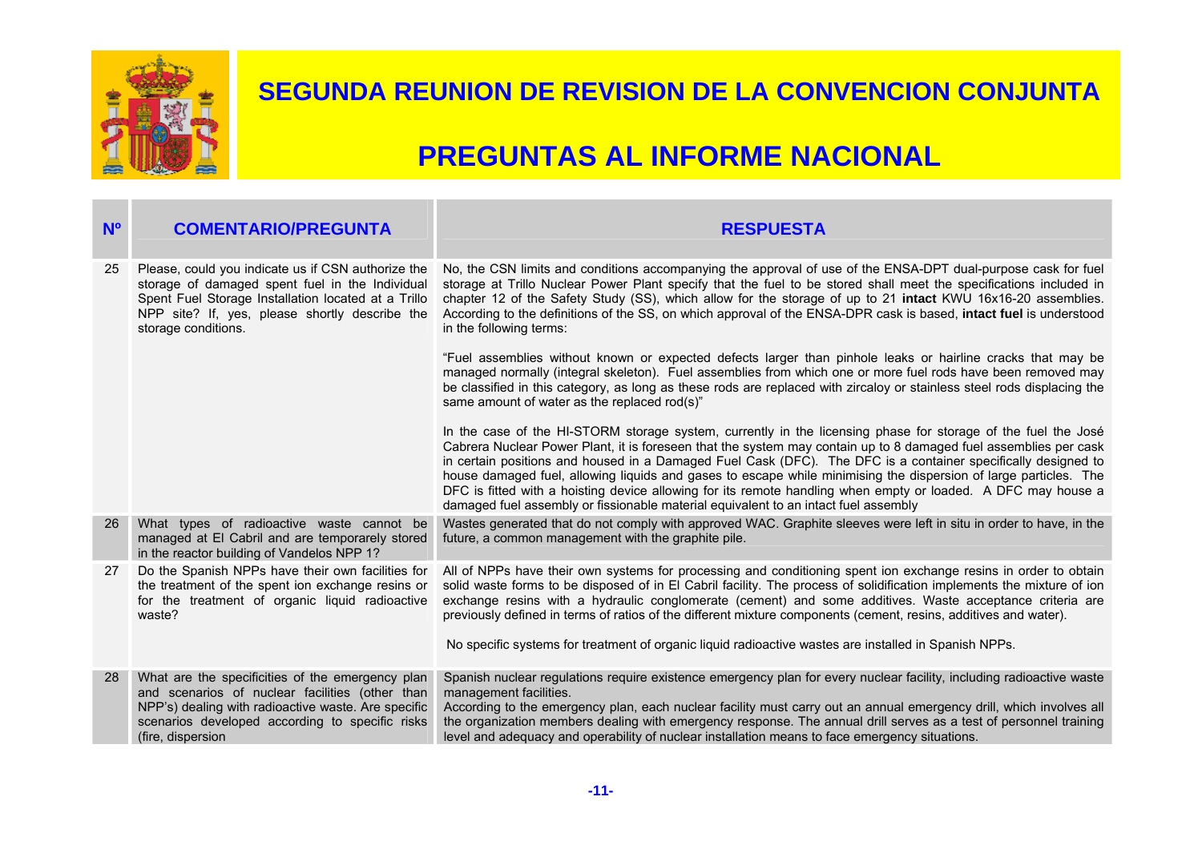# SEGUNDA REUNION DE REVISION DE LA CONVENCION CONJUNTA

# PREGUNTAS AL INFORME NACIONAL

| Nº | COMENTARIO/PREGUNTA | RESPUESTA |
|---|---|---|
| 25 | Please, could you indicate us if CSN authorize the storage of damaged spent fuel in the Individual Spent Fuel Storage Installation located at a Trillo NPP site? If, yes, please shortly describe the storage conditions. | No, the CSN limits and conditions accompanying the approval of use of the ENSA-DPT dual-purpose cask for fuel storage at Trillo Nuclear Power Plant specify that the fuel to be stored shall meet the specifications included in chapter 12 of the Safety Study (SS), which allow for the storage of up to 21 **intact** KWU 16x16-20 assemblies. According to the definitions of the SS, on which approval of the ENSA-DPR cask is based, **intact fuel** is understood in the following terms:<br><br>"Fuel assemblies without known or expected defects larger than pinhole leaks or hairline cracks that may be managed normally (integral skeleton). Fuel assemblies from which one or more fuel rods have been removed may be classified in this category, as long as these rods are replaced with zircaloy or stainless steel rods displacing the same amount of water as the replaced rod(s)"<br><br>In the case of the HI-STORM storage system, currently in the licensing phase for storage of the fuel the José Cabrera Nuclear Power Plant, it is foreseen that the system may contain up to 8 damaged fuel assemblies per cask in certain positions and housed in a Damaged Fuel Cask (DFC). The DFC is a container specifically designed to house damaged fuel, allowing liquids and gases to escape while minimising the dispersion of large particles. The DFC is fitted with a hoisting device allowing for its remote handling when empty or loaded. A DFC may house a damaged fuel assembly or fissionable material equivalent to an intact fuel assembly |
| 26 | What types of radioactive waste cannot be managed at El Cabril and are temporarely stored in the reactor building of Vandelos NPP 1? | Wastes generated that do not comply with approved WAC. Graphite sleeves were left in situ in order to have, in the future, a common management with the graphite pile. |
| 27 | Do the Spanish NPPs have their own facilities for the treatment of the spent ion exchange resins or for the treatment of organic liquid radioactive waste? | All of NPPs have their own systems for processing and conditioning spent ion exchange resins in order to obtain solid waste forms to be disposed of in El Cabril facility. The process of solidification implements the mixture of ion exchange resins with a hydraulic conglomerate (cement) and some additives. Waste acceptance criteria are previously defined in terms of ratios of the different mixture components (cement, resins, additives and water).<br><br>No specific systems for treatment of organic liquid radioactive wastes are installed in Spanish NPPs. |
| 28 | What are the specificities of the emergency plan and scenarios of nuclear facilities (other than NPP's) dealing with radioactive waste. Are specific scenarios developed according to specific risks (fire, dispersion | Spanish nuclear regulations require existence emergency plan for every nuclear facility, including radioactive waste management facilities.<br>According to the emergency plan, each nuclear facility must carry out an annual emergency drill, which involves all the organization members dealing with emergency response. The annual drill serves as a test of personnel training level and adequacy and operability of nuclear installation means to face emergency situations. |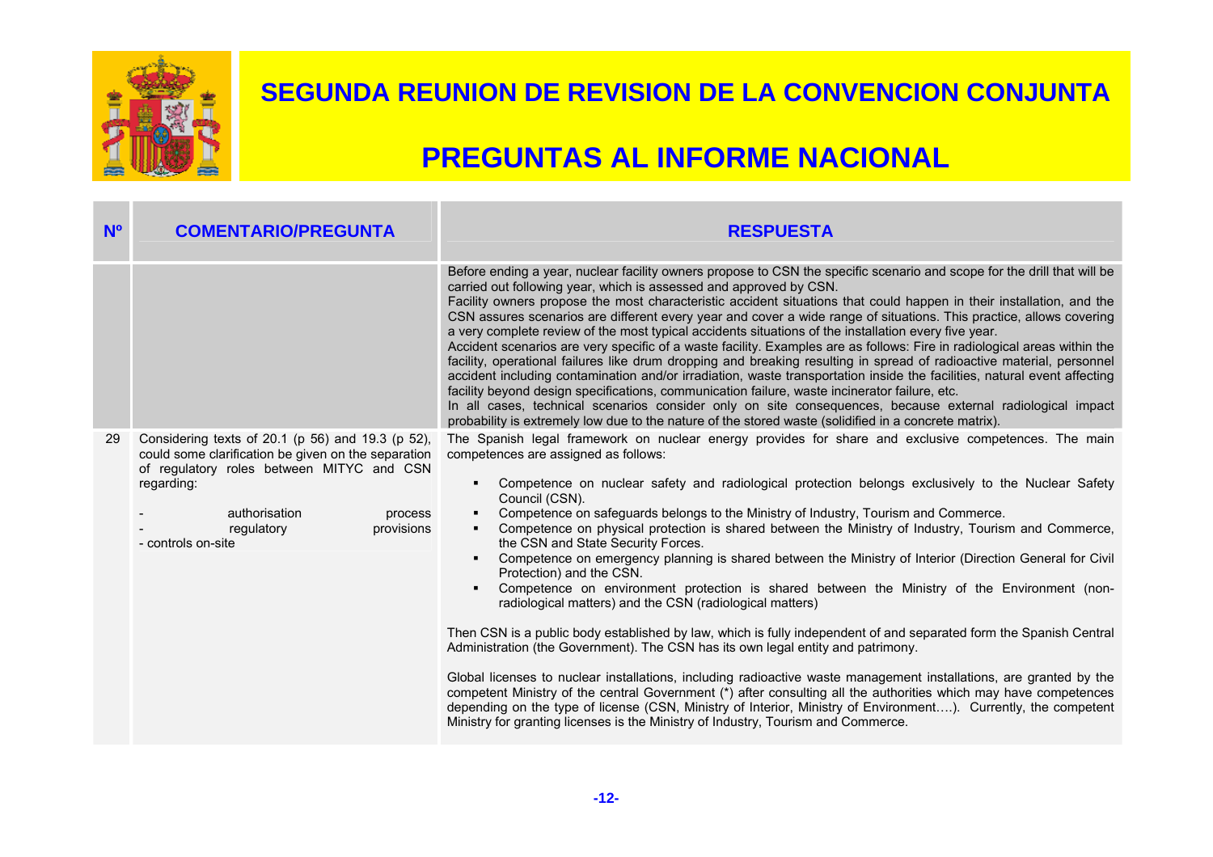# SEGUNDA REUNION DE REVISION DE LA CONVENCION CONJUNTA

# PREGUNTAS AL INFORME NACIONAL

| Nº | COMENTARIO/PREGUNTA | RESPUESTA |
|---|---|---|
| | | Before ending a year, nuclear facility owners propose to CSN the specific scenario and scope for the drill that will be carried out following year, which is assessed and approved by CSN.<br>Facility owners propose the most characteristic accident situations that could happen in their installation, and the CSN assures scenarios are different every year and cover a wide range of situations. This practice, allows covering a very complete review of the most typical accidents situations of the installation every five year.<br>Accident scenarios are very specific of a waste facility. Examples are as follows: Fire in radiological areas within the facility, operational failures like drum dropping and breaking resulting in spread of radioactive material, personnel accident including contamination and/or irradiation, waste transportation inside the facilities, natural event affecting facility beyond design specifications, communication failure, waste incinerator failure, etc.<br>In all cases, technical scenarios consider only on site consequences, because external radiological impact probability is extremely low due to the nature of the stored waste (solidified in a concrete matrix). |
| 29 | Considering texts of 20.1 (p 56) and 19.3 (p 52), could some clarification be given on the separation of regulatory roles between MITYC and CSN regarding:<br><br>- authorisation process<br>- regulatory provisions<br>- controls on-site | The Spanish legal framework on nuclear energy provides for share and exclusive competences. The main competences are assigned as follows:<br><br>▪ Competence on nuclear safety and radiological protection belongs exclusively to the Nuclear Safety Council (CSN).<br>▪ Competence on safeguards belongs to the Ministry of Industry, Tourism and Commerce.<br>▪ Competence on physical protection is shared between the Ministry of Industry, Tourism and Commerce, the CSN and State Security Forces.<br>▪ Competence on emergency planning is shared between the Ministry of Interior (Direction General for Civil Protection) and the CSN.<br>▪ Competence on environment protection is shared between the Ministry of the Environment (non-radiological matters) and the CSN (radiological matters)<br><br>Then CSN is a public body established by law, which is fully independent of and separated form the Spanish Central Administration (the Government). The CSN has its own legal entity and patrimony.<br><br>Global licenses to nuclear installations, including radioactive waste management installations, are granted by the competent Ministry of the central Government (*) after consulting all the authorities which may have competences depending on the type of license (CSN, Ministry of Interior, Ministry of Environment….). Currently, the competent Ministry for granting licenses is the Ministry of Industry, Tourism and Commerce. |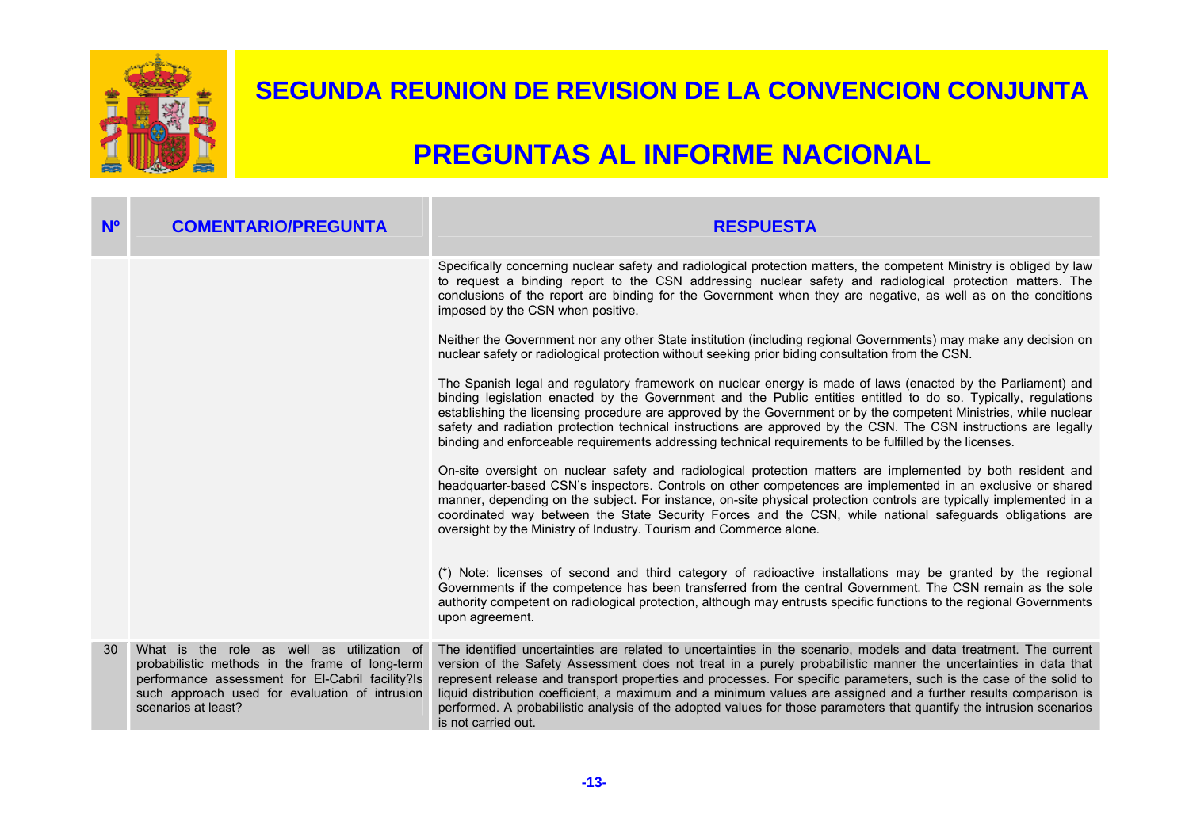# SEGUNDA REUNION DE REVISION DE LA CONVENCION CONJUNTA

# PREGUNTAS AL INFORME NACIONAL

| Nº | COMENTARIO/PREGUNTA | RESPUESTA |
|---|---|---|
| | | Specifically concerning nuclear safety and radiological protection matters, the competent Ministry is obliged by law to request a binding report to the CSN addressing nuclear safety and radiological protection matters. The conclusions of the report are binding for the Government when they are negative, as well as on the conditions imposed by the CSN when positive.<br><br>Neither the Government nor any other State institution (including regional Governments) may make any decision on nuclear safety or radiological protection without seeking prior biding consultation from the CSN.<br><br>The Spanish legal and regulatory framework on nuclear energy is made of laws (enacted by the Parliament) and binding legislation enacted by the Government and the Public entities entitled to do so. Typically, regulations establishing the licensing procedure are approved by the Government or by the competent Ministries, while nuclear safety and radiation protection technical instructions are approved by the CSN. The CSN instructions are legally binding and enforceable requirements addressing technical requirements to be fulfilled by the licenses.<br><br>On-site oversight on nuclear safety and radiological protection matters are implemented by both resident and headquarter-based CSN's inspectors. Controls on other competences are implemented in an exclusive or shared manner, depending on the subject. For instance, on-site physical protection controls are typically implemented in a coordinated way between the State Security Forces and the CSN, while national safeguards obligations are oversight by the Ministry of Industry. Tourism and Commerce alone.<br><br>(*) Note: licenses of second and third category of radioactive installations may be granted by the regional Governments if the competence has been transferred from the central Government. The CSN remain as the sole authority competent on radiological protection, although may entrusts specific functions to the regional Governments upon agreement. |
| 30 | What is the role as well as utilization of probabilistic methods in the frame of long-term performance assessment for El-Cabril facility?Is such approach used for evaluation of intrusion scenarios at least? | The identified uncertainties are related to uncertainties in the scenario, models and data treatment. The current version of the Safety Assessment does not treat in a purely probabilistic manner the uncertainties in data that represent release and transport properties and processes. For specific parameters, such is the case of the solid to liquid distribution coefficient, a maximum and a minimum values are assigned and a further results comparison is performed. A probabilistic analysis of the adopted values for those parameters that quantify the intrusion scenarios is not carried out. |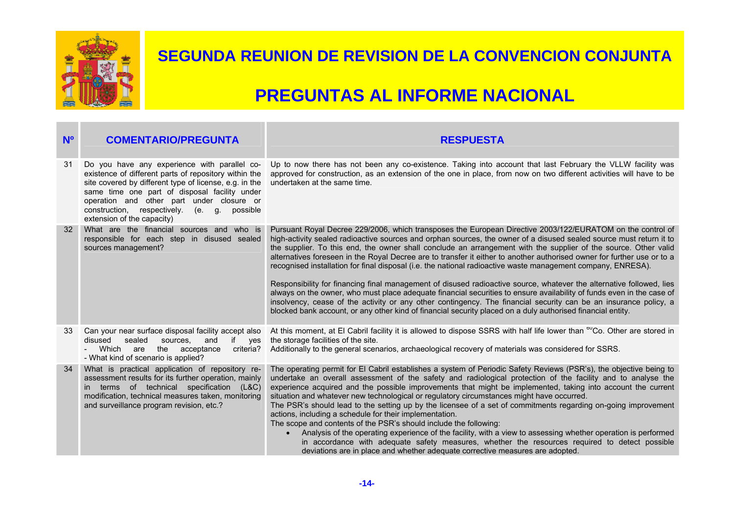# SEGUNDA REUNION DE REVISION DE LA CONVENCION CONJUNTA

# PREGUNTAS AL INFORME NACIONAL

| Nº | COMENTARIO/PREGUNTA | RESPUESTA |
|---|---|---|
| 31 | Do you have any experience with parallel co-existence of different parts of repository within the site covered by different type of license, e.g. in the same time one part of disposal facility under operation and other part under closure or construction, respectively. (e. g. possible extension of the capacity) | Up to now there has not been any co-existence. Taking into account that last February the VLLW facility was approved for construction, as an extension of the one in place, from now on two different activities will have to be undertaken at the same time. |
| 32 | What are the financial sources and who is responsible for each step in disused sealed sources management? | Pursuant Royal Decree 229/2006, which transposes the European Directive 2003/122/EURATOM on the control of high-activity sealed radioactive sources and orphan sources, the owner of a disused sealed source must return it to the supplier. To this end, the owner shall conclude an arrangement with the supplier of the source. Other valid alternatives foreseen in the Royal Decree are to transfer it either to another authorised owner for further use or to a recognised installation for final disposal (i.e. the national radioactive waste management company, ENRESA).<br><br>Responsibility for financing final management of disused radioactive source, whatever the alternative followed, lies always on the owner, who must place adequate financial securities to ensure availability of funds even in the case of insolvency, cease of the activity or any other contingency. The financial security can be an insurance policy, a blocked bank account, or any other kind of financial security placed on a duly authorised financial entity. |
| 33 | Can your near surface disposal facility accept also disused sealed sources, and if yes - Which are the acceptance criteria? - What kind of scenario is applied? | At this moment, at El Cabril facility it is allowed to dispose SSRS with half life lower than $^{60}$Co. Other are stored in the storage facilities of the site.<br>Additionally to the general scenarios, archaeological recovery of materials was considered for SSRS. |
| 34 | What is practical application of repository re-assessment results for its further operation, mainly in terms of technical specification (L&C) modification, technical measures taken, monitoring and surveillance program revision, etc.? | The operating permit for El Cabril establishes a system of Periodic Safety Reviews (PSR's), the objective being to undertake an overall assessment of the safety and radiological protection of the facility and to analyse the experience acquired and the possible improvements that might be implemented, taking into account the current situation and whatever new technological or regulatory circumstances might have occurred.<br>The PSR's should lead to the setting up by the licensee of a set of commitments regarding on-going improvement actions, including a schedule for their implementation.<br>The scope and contents of the PSR's should include the following:<br>• Analysis of the operating experience of the facility, with a view to assessing whether operation is performed in accordance with adequate safety measures, whether the resources required to detect possible deviations are in place and whether adequate corrective measures are adopted. |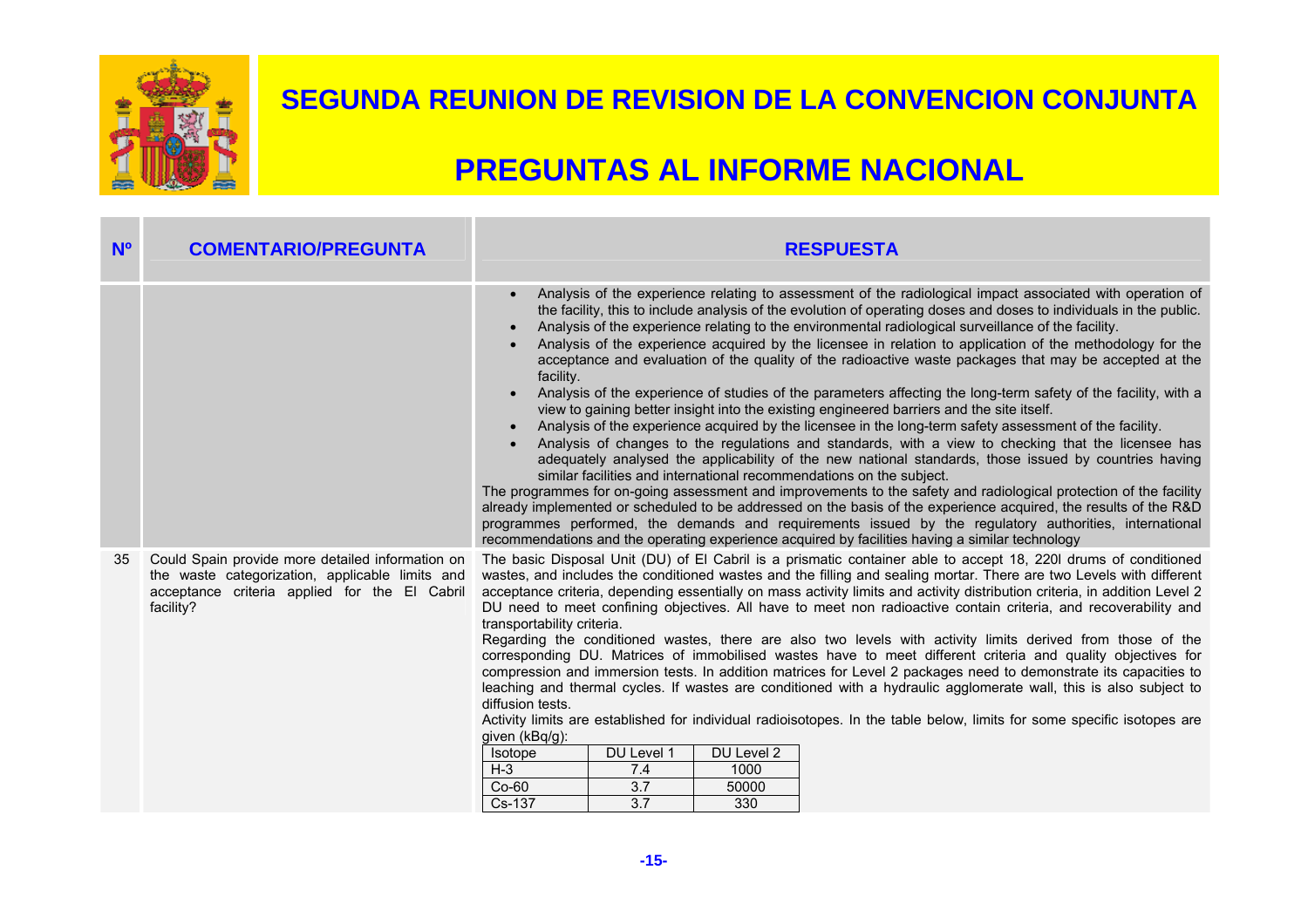# SEGUNDA REUNION DE REVISION DE LA CONVENCION CONJUNTA

# PREGUNTAS AL INFORME NACIONAL

| Nº | COMENTARIO/PREGUNTA | RESPUESTA |
|---|---|---|
| | | • Analysis of the experience relating to assessment of the radiological impact associated with operation of the facility, this to include analysis of the evolution of operating doses and doses to individuals in the public.<br>• Analysis of the experience relating to the environmental radiological surveillance of the facility.<br>• Analysis of the experience acquired by the licensee in relation to application of the methodology for the acceptance and evaluation of the quality of the radioactive waste packages that may be accepted at the facility.<br>• Analysis of the experience of studies of the parameters affecting the long-term safety of the facility, with a view to gaining better insight into the existing engineered barriers and the site itself.<br>• Analysis of the experience acquired by the licensee in the long-term safety assessment of the facility.<br>• Analysis of changes to the regulations and standards, with a view to checking that the licensee has adequately analysed the applicability of the new national standards, those issued by countries having similar facilities and international recommendations on the subject.<br>The programmes for on-going assessment and improvements to the safety and radiological protection of the facility already implemented or scheduled to be addressed on the basis of the experience acquired, the results of the R&D programmes performed, the demands and requirements issued by the regulatory authorities, international recommendations and the operating experience acquired by facilities having a similar technology |
| 35 | Could Spain provide more detailed information on the waste categorization, applicable limits and acceptance criteria applied for the El Cabril facility? | The basic Disposal Unit (DU) of El Cabril is a prismatic container able to accept 18, 220l drums of conditioned wastes, and includes the conditioned wastes and the filling and sealing mortar. There are two Levels with different acceptance criteria, depending essentially on mass activity limits and activity distribution criteria, in addition Level 2 DU need to meet confining objectives. All have to meet non radioactive contain criteria, and recoverability and transportability criteria.<br>Regarding the conditioned wastes, there are also two levels with activity limits derived from those of the corresponding DU. Matrices of immobilised wastes have to meet different criteria and quality objectives for compression and immersion tests. In addition matrices for Level 2 packages need to demonstrate its capacities to leaching and thermal cycles. If wastes are conditioned with a hydraulic agglomerate wall, this is also subject to diffusion tests.<br>Activity limits are established for individual radioisotopes. In the table below, limits for some specific isotopes are given (kBq/g):<br><br>Isotope / DU Level 1 / DU Level 2<br>H-3 / 7.4 / 1000<br>Co-60 / 3.7 / 50000<br>Cs-137 / 3.7 / 330 |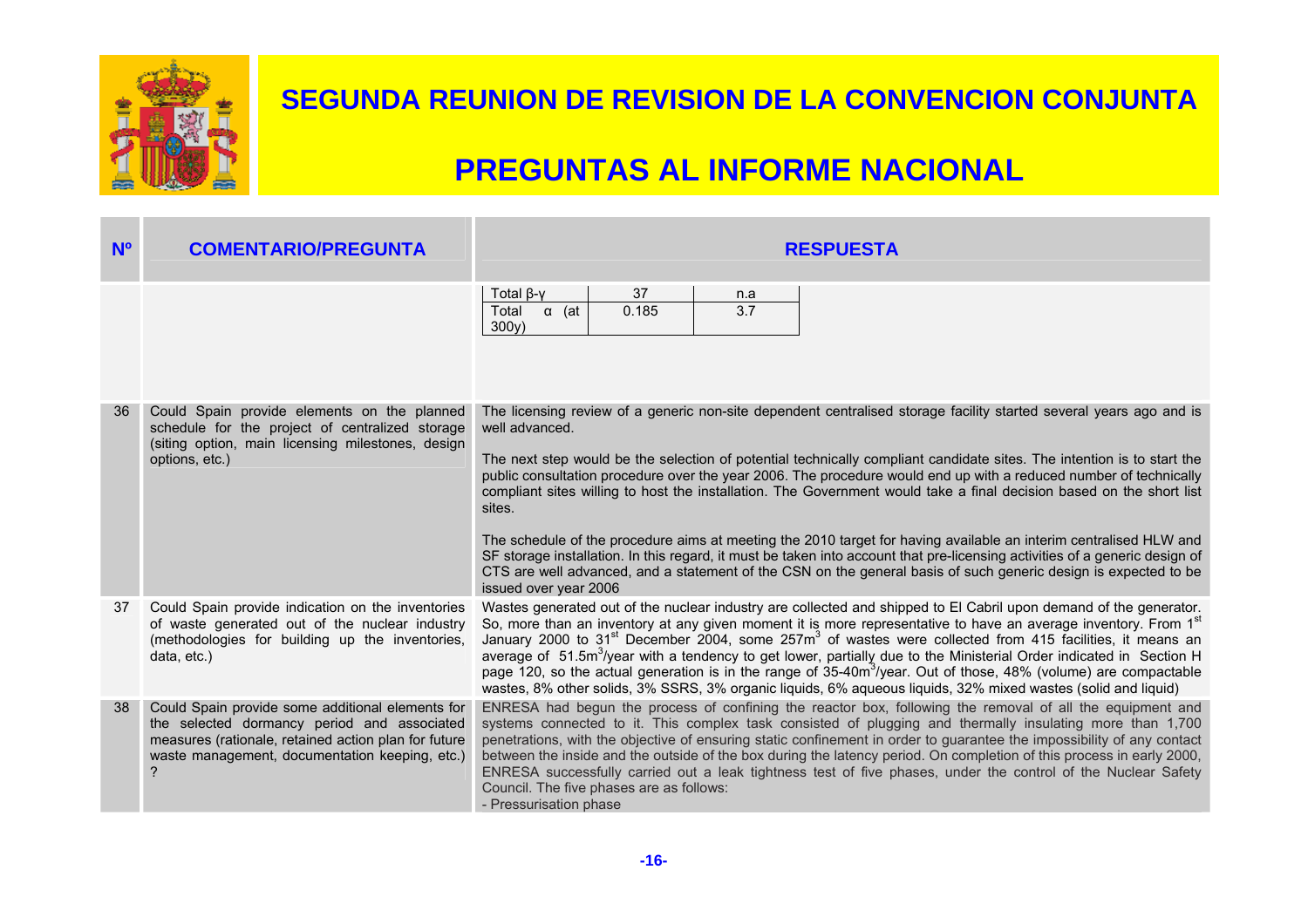# SEGUNDA REUNION DE REVISION DE LA CONVENCION CONJUNTA

# PREGUNTAS AL INFORME NACIONAL

| Nº | COMENTARIO/PREGUNTA | RESPUESTA |
|---|---|---|
| | | Total β-γ — 37 — n.a<br>Total α (at 300y) — 0.185 — 3.7 |
| 36 | Could Spain provide elements on the planned schedule for the project of centralized storage (siting option, main licensing milestones, design options, etc.) | The licensing review of a generic non-site dependent centralised storage facility started several years ago and is well advanced.<br><br>The next step would be the selection of potential technically compliant candidate sites. The intention is to start the public consultation procedure over the year 2006. The procedure would end up with a reduced number of technically compliant sites willing to host the installation. The Government would take a final decision based on the short list sites.<br><br>The schedule of the procedure aims at meeting the 2010 target for having available an interim centralised HLW and SF storage installation. In this regard, it must be taken into account that pre-licensing activities of a generic design of CTS are well advanced, and a statement of the CSN on the general basis of such generic design is expected to be issued over year 2006 |
| 37 | Could Spain provide indication on the inventories of waste generated out of the nuclear industry (methodologies for building up the inventories, data, etc.) | Wastes generated out of the nuclear industry are collected and shipped to El Cabril upon demand of the generator. So, more than an inventory at any given moment it is more representative to have an average inventory. From 1st January 2000 to 31st December 2004, some 257$m^3$ of wastes were collected from 415 facilities, it means an average of 51.5$m^3$/year with a tendency to get lower, partially due to the Ministerial Order indicated in Section H page 120, so the actual generation is in the range of 35-40$m^3$/year. Out of those, 48% (volume) are compactable wastes, 8% other solids, 3% SSRS, 3% organic liquids, 6% aqueous liquids, 32% mixed wastes (solid and liquid) |
| 38 | Could Spain provide some additional elements for the selected dormancy period and associated measures (rationale, retained action plan for future waste management, documentation keeping, etc.) ? | ENRESA had begun the process of confining the reactor box, following the removal of all the equipment and systems connected to it. This complex task consisted of plugging and thermally insulating more than 1,700 penetrations, with the objective of ensuring static confinement in order to guarantee the impossibility of any contact between the inside and the outside of the box during the latency period. On completion of this process in early 2000, ENRESA successfully carried out a leak tightness test of five phases, under the control of the Nuclear Safety Council. The five phases are as follows:<br>- Pressurisation phase |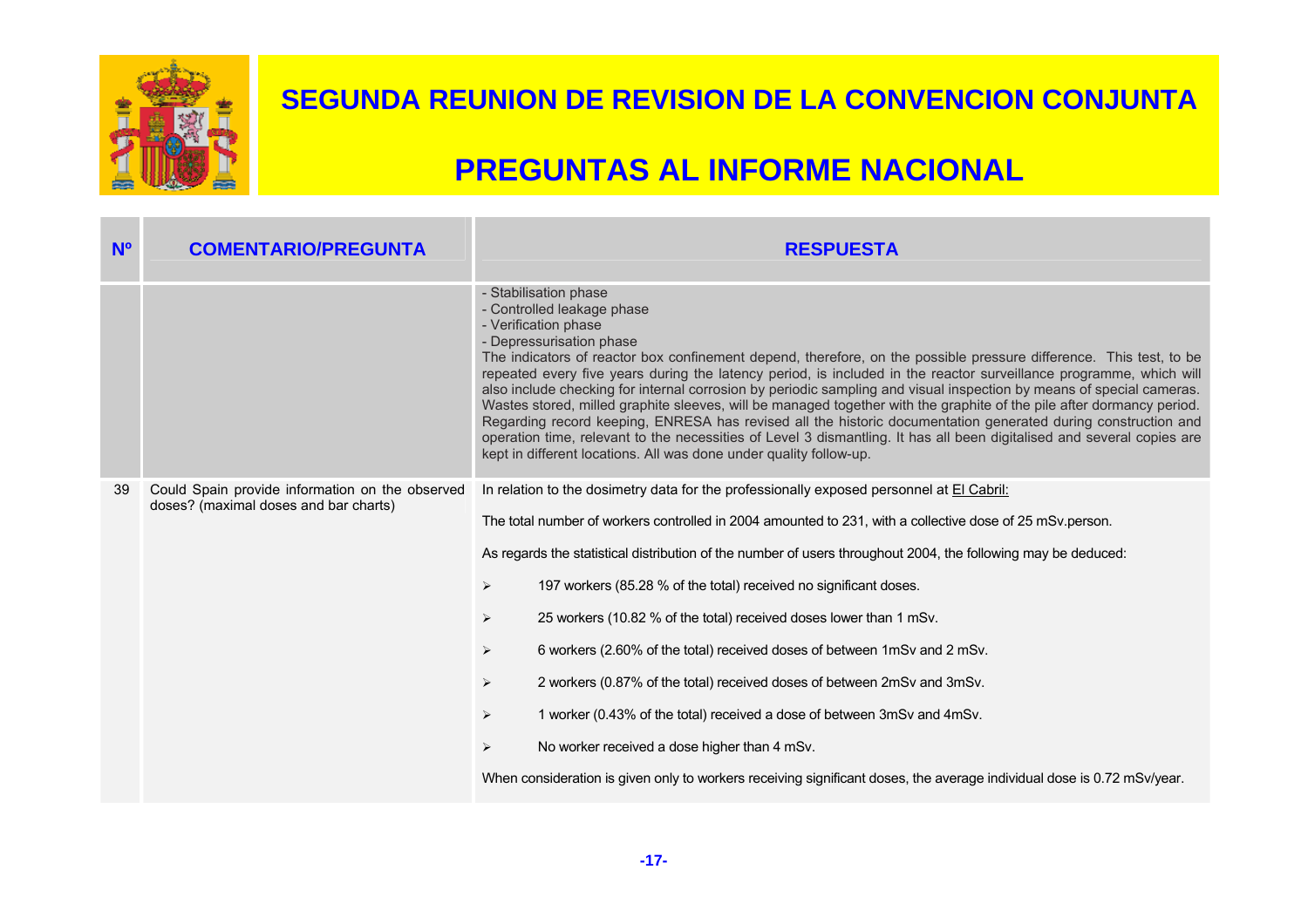# SEGUNDA REUNION DE REVISION DE LA CONVENCION CONJUNTA

# PREGUNTAS AL INFORME NACIONAL

| Nº | COMENTARIO/PREGUNTA | RESPUESTA |
|---|---|---|
| | | - Stabilisation phase<br>- Controlled leakage phase<br>- Verification phase<br>- Depressurisation phase<br>The indicators of reactor box confinement depend, therefore, on the possible pressure difference. This test, to be repeated every five years during the latency period, is included in the reactor surveillance programme, which will also include checking for internal corrosion by periodic sampling and visual inspection by means of special cameras. Wastes stored, milled graphite sleeves, will be managed together with the graphite of the pile after dormancy period. Regarding record keeping, ENRESA has revised all the historic documentation generated during construction and operation time, relevant to the necessities of Level 3 dismantling. It has all been digitalised and several copies are kept in different locations. All was done under quality follow-up. |
| 39 | Could Spain provide information on the observed doses? (maximal doses and bar charts) | In relation to the dosimetry data for the professionally exposed personnel at El Cabril:<br><br>The total number of workers controlled in 2004 amounted to 231, with a collective dose of 25 mSv.person.<br><br>As regards the statistical distribution of the number of users throughout 2004, the following may be deduced:<br><br>➢ 197 workers (85.28 % of the total) received no significant doses.<br><br>➢ 25 workers (10.82 % of the total) received doses lower than 1 mSv.<br><br>➢ 6 workers (2.60% of the total) received doses of between 1mSv and 2 mSv.<br><br>➢ 2 workers (0.87% of the total) received doses of between 2mSv and 3mSv.<br><br>➢ 1 worker (0.43% of the total) received a dose of between 3mSv and 4mSv.<br><br>➢ No worker received a dose higher than 4 mSv.<br><br>When consideration is given only to workers receiving significant doses, the average individual dose is 0.72 mSv/year. |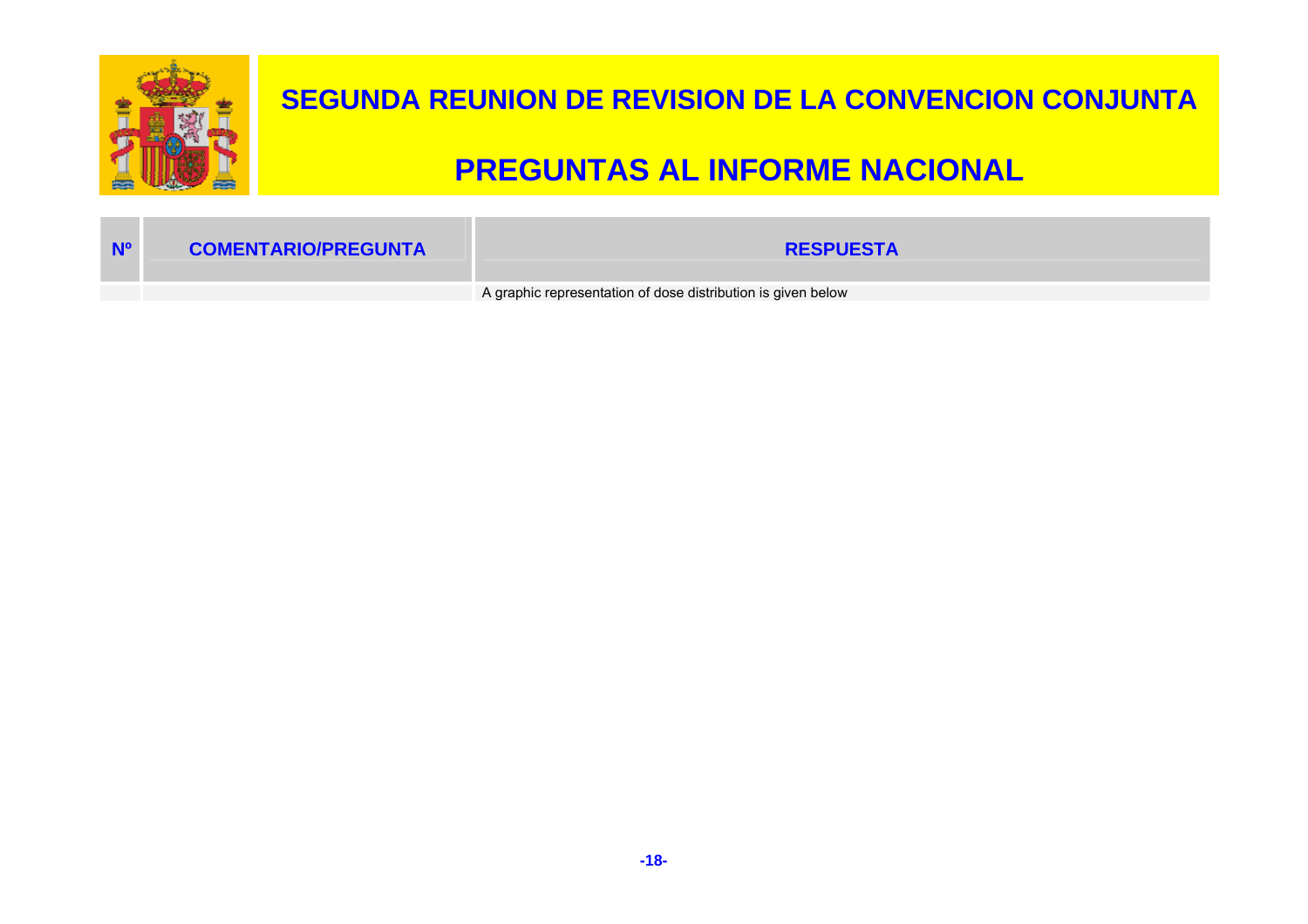| Nº | COMENTARIO/PREGUNTA | RESPUESTA |
|---|---|---|
| | | A graphic representation of dose distribution is given below |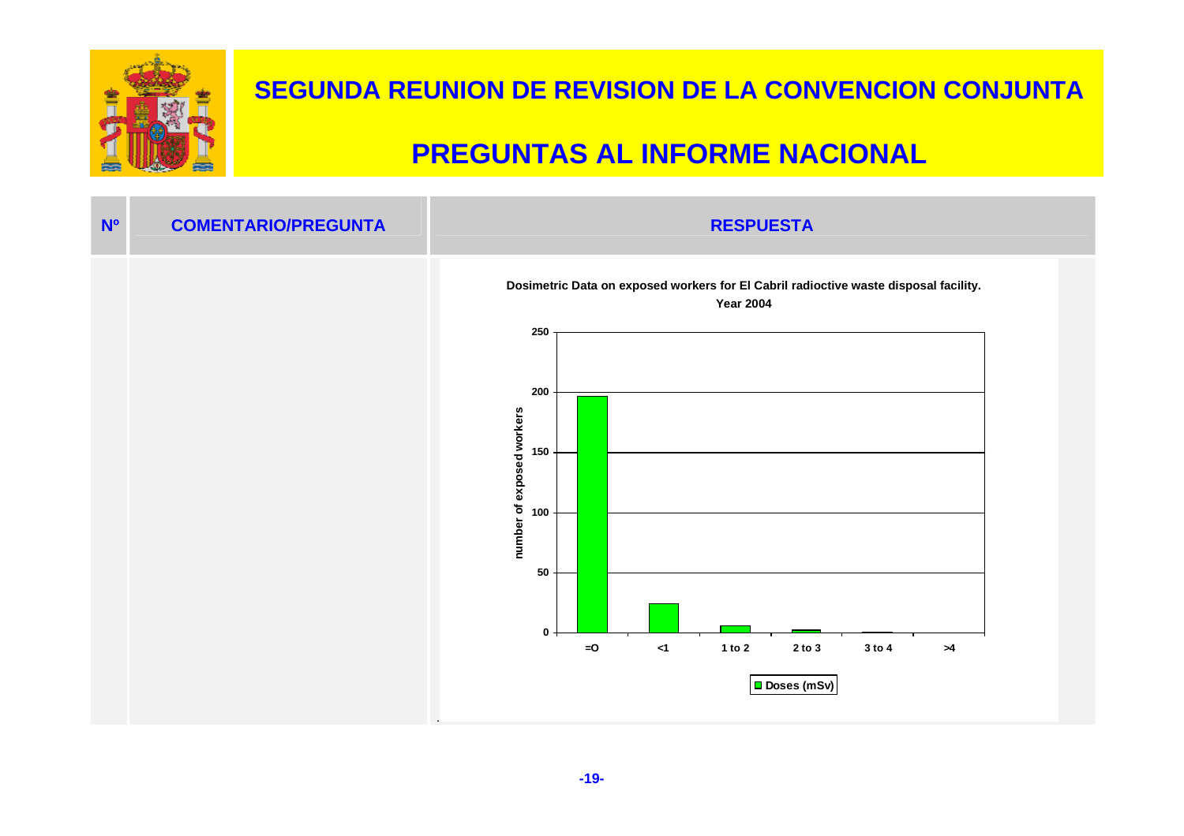# SEGUNDA REUNION DE REVISION DE LA CONVENCION CONJUNTA

# PREGUNTAS AL INFORME NACIONAL

| Nº | COMENTARIO/PREGUNTA | RESPUESTA |
|---|---|---|
| | | **Dosimetric Data on exposed workers for El Cabril radioctive waste disposal facility. Year 2004** |

**Dosimetric Data on exposed workers for El Cabril radioctive waste disposal facility.**
**Year 2004**

| Doses (mSv) | =O | <1 | 1 to 2 | 2 to 3 | 3 to 4 | >4 |
|---|---|---|---|---|---|---|
| number of exposed workers | ~197 | ~24 | ~6 | ~2 | ~1 | 0 |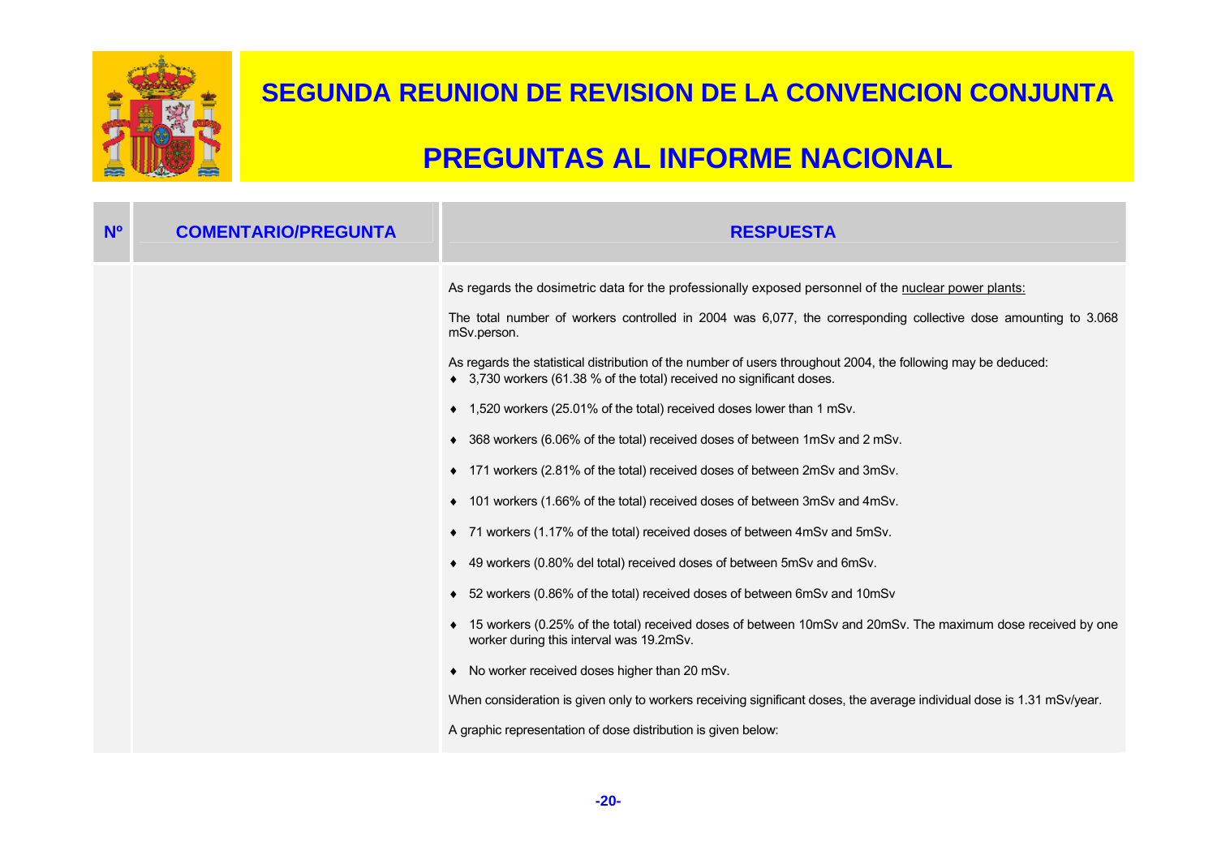| Nº | COMENTARIO/PREGUNTA | RESPUESTA |
|---|---|---|
| | | As regards the dosimetric data for the professionally exposed personnel of the nuclear power plants:<br><br>The total number of workers controlled in 2004 was 6,077, the corresponding collective dose amounting to 3.068 mSv.person.<br><br>As regards the statistical distribution of the number of users throughout 2004, the following may be deduced:<br>♦ 3,730 workers (61.38 % of the total) received no significant doses.<br>♦ 1,520 workers (25.01% of the total) received doses lower than 1 mSv.<br>♦ 368 workers (6.06% of the total) received doses of between 1mSv and 2 mSv.<br>♦ 171 workers (2.81% of the total) received doses of between 2mSv and 3mSv.<br>♦ 101 workers (1.66% of the total) received doses of between 3mSv and 4mSv.<br>♦ 71 workers (1.17% of the total) received doses of between 4mSv and 5mSv.<br>♦ 49 workers (0.80% del total) received doses of between 5mSv and 6mSv.<br>♦ 52 workers (0.86% of the total) received doses of between 6mSv and 10mSv<br>♦ 15 workers (0.25% of the total) received doses of between 10mSv and 20mSv. The maximum dose received by one worker during this interval was 19.2mSv.<br>♦ No worker received doses higher than 20 mSv.<br><br>When consideration is given only to workers receiving significant doses, the average individual dose is 1.31 mSv/year.<br><br>A graphic representation of dose distribution is given below: |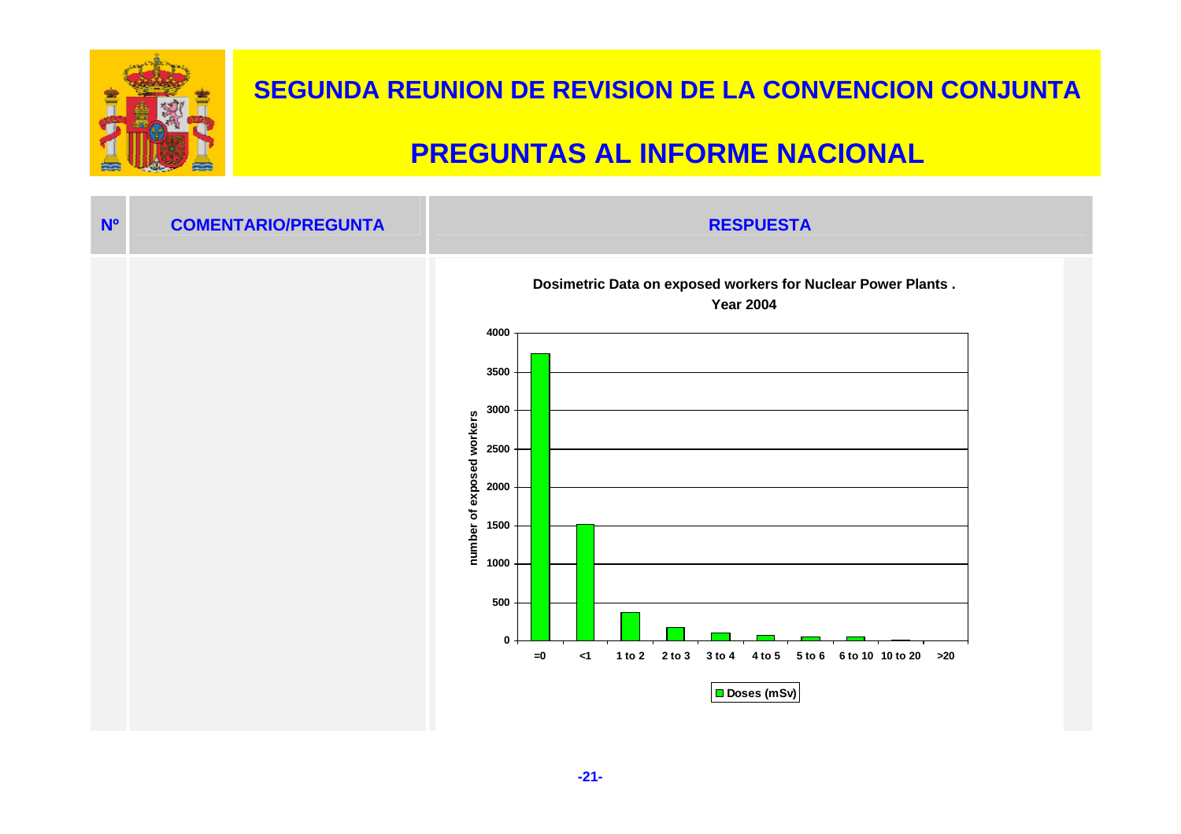# SEGUNDA REUNION DE REVISION DE LA CONVENCION CONJUNTA

## PREGUNTAS AL INFORME NACIONAL

| Nº | COMENTARIO/PREGUNTA | RESPUESTA |
|---|---|---|
| | | **Dosimetric Data on exposed workers for Nuclear Power Plants . Year 2004** |

Chart axis labels: number of exposed workers (0, 500, 1000, 1500, 2000, 2500, 3000, 3500, 4000); Doses (mSv): =0, <1, 1 to 2, 2 to 3, 3 to 4, 4 to 5, 5 to 6, 6 to 10, 10 to 20, >20

Legend: Doses (mSv)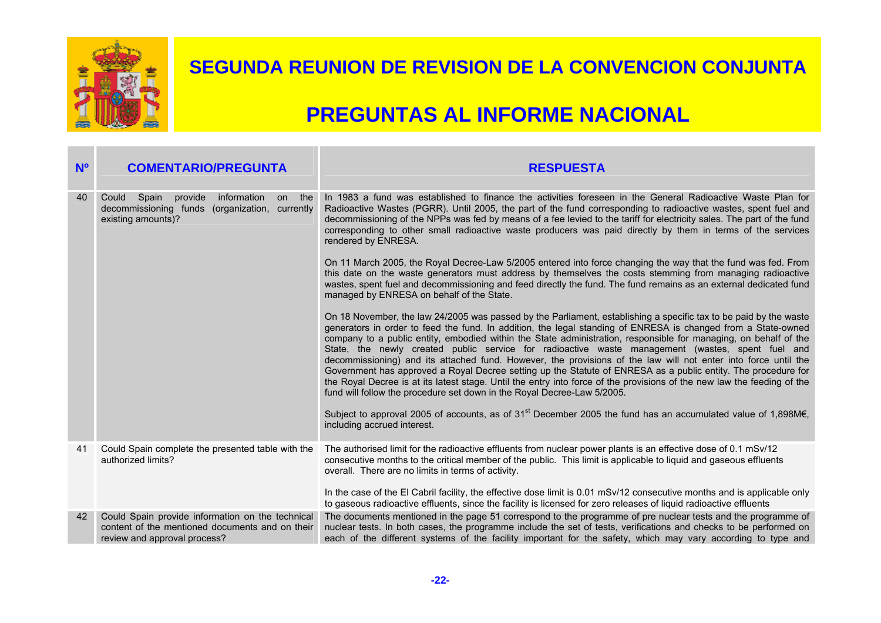# SEGUNDA REUNION DE REVISION DE LA CONVENCION CONJUNTA

# PREGUNTAS AL INFORME NACIONAL

| Nº | COMENTARIO/PREGUNTA | RESPUESTA |
|---|---|---|
| 40 | Could Spain provide information on the decommissioning funds (organization, currently existing amounts)? | In 1983 a fund was established to finance the activities foreseen in the General Radioactive Waste Plan for Radioactive Wastes (PGRR). Until 2005, the part of the fund corresponding to radioactive wastes, spent fuel and decommissioning of the NPPs was fed by means of a fee levied to the tariff for electricity sales. The part of the fund corresponding to other small radioactive waste producers was paid directly by them in terms of the services rendered by ENRESA.<br><br>On 11 March 2005, the Royal Decree-Law 5/2005 entered into force changing the way that the fund was fed. From this date on the waste generators must address by themselves the costs stemming from managing radioactive wastes, spent fuel and decommissioning and feed directly the fund. The fund remains as an external dedicated fund managed by ENRESA on behalf of the State.<br><br>On 18 November, the law 24/2005 was passed by the Parliament, establishing a specific tax to be paid by the waste generators in order to feed the fund. In addition, the legal standing of ENRESA is changed from a State-owned company to a public entity, embodied within the State administration, responsible for managing, on behalf of the State, the newly created public service for radioactive waste management (wastes, spent fuel and decommissioning) and its attached fund. However, the provisions of the law will not enter into force until the Government has approved a Royal Decree setting up the Statute of ENRESA as a public entity. The procedure for the Royal Decree is at its latest stage. Until the entry into force of the provisions of the new law the feeding of the fund will follow the procedure set down in the Royal Decree-Law 5/2005.<br><br>Subject to approval 2005 of accounts, as of 31st December 2005 the fund has an accumulated value of 1,898M€, including accrued interest. |
| 41 | Could Spain complete the presented table with the authorized limits? | The authorised limit for the radioactive effluents from nuclear power plants is an effective dose of 0.1 mSv/12 consecutive months to the critical member of the public. This limit is applicable to liquid and gaseous effluents overall. There are no limits in terms of activity.<br><br>In the case of the El Cabril facility, the effective dose limit is 0.01 mSv/12 consecutive months and is applicable only to gaseous radioactive effluents, since the facility is licensed for zero releases of liquid radioactive effluents |
| 42 | Could Spain provide information on the technical content of the mentioned documents and on their review and approval process? | The documents mentioned in the page 51 correspond to the programme of pre nuclear tests and the programme of nuclear tests. In both cases, the programme include the set of tests, verifications and checks to be performed on each of the different systems of the facility important for the safety, which may vary according to type and |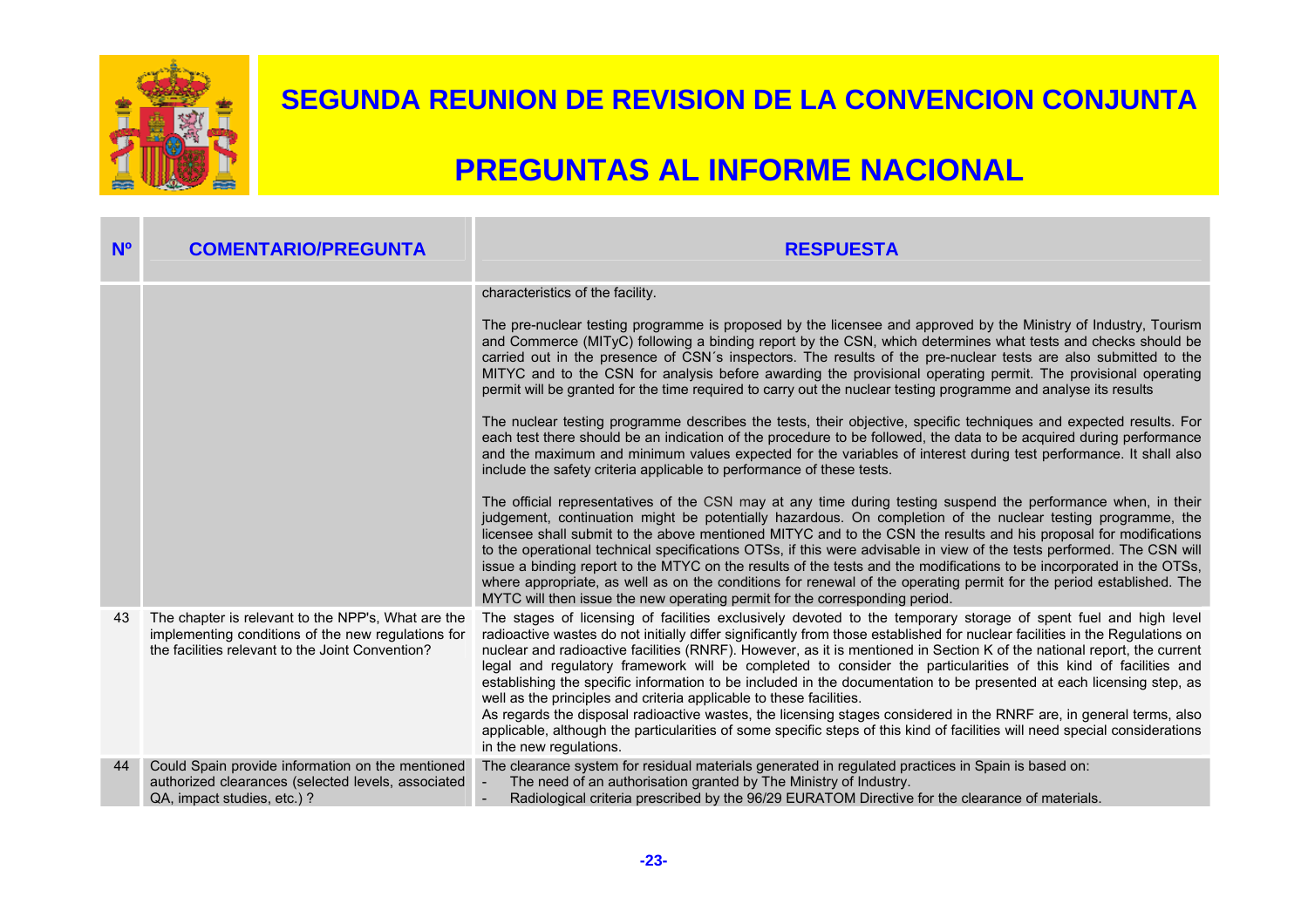# SEGUNDA REUNION DE REVISION DE LA CONVENCION CONJUNTA

# PREGUNTAS AL INFORME NACIONAL

| Nº | COMENTARIO/PREGUNTA | RESPUESTA |
|---|---|---|
| | | characteristics of the facility.<br><br>The pre-nuclear testing programme is proposed by the licensee and approved by the Ministry of Industry, Tourism and Commerce (MITyC) following a binding report by the CSN, which determines what tests and checks should be carried out in the presence of CSN´s inspectors. The results of the pre-nuclear tests are also submitted to the MITYC and to the CSN for analysis before awarding the provisional operating permit. The provisional operating permit will be granted for the time required to carry out the nuclear testing programme and analyse its results<br><br>The nuclear testing programme describes the tests, their objective, specific techniques and expected results. For each test there should be an indication of the procedure to be followed, the data to be acquired during performance and the maximum and minimum values expected for the variables of interest during test performance. It shall also include the safety criteria applicable to performance of these tests.<br><br>The official representatives of the CSN may at any time during testing suspend the performance when, in their judgement, continuation might be potentially hazardous. On completion of the nuclear testing programme, the licensee shall submit to the above mentioned MITYC and to the CSN the results and his proposal for modifications to the operational technical specifications OTSs, if this were advisable in view of the tests performed. The CSN will issue a binding report to the MTYC on the results of the tests and the modifications to be incorporated in the OTSs, where appropriate, as well as on the conditions for renewal of the operating permit for the period established. The MYTC will then issue the new operating permit for the corresponding period. |
| 43 | The chapter is relevant to the NPP's, What are the implementing conditions of the new regulations for the facilities relevant to the Joint Convention? | The stages of licensing of facilities exclusively devoted to the temporary storage of spent fuel and high level radioactive wastes do not initially differ significantly from those established for nuclear facilities in the Regulations on nuclear and radioactive facilities (RNRF). However, as it is mentioned in Section K of the national report, the current legal and regulatory framework will be completed to consider the particularities of this kind of facilities and establishing the specific information to be included in the documentation to be presented at each licensing step, as well as the principles and criteria applicable to these facilities.<br>As regards the disposal radioactive wastes, the licensing stages considered in the RNRF are, in general terms, also applicable, although the particularities of some specific steps of this kind of facilities will need special considerations in the new regulations. |
| 44 | Could Spain provide information on the mentioned authorized clearances (selected levels, associated QA, impact studies, etc.) ? | The clearance system for residual materials generated in regulated practices in Spain is based on:<br>- The need of an authorisation granted by The Ministry of Industry.<br>- Radiological criteria prescribed by the 96/29 EURATOM Directive for the clearance of materials. |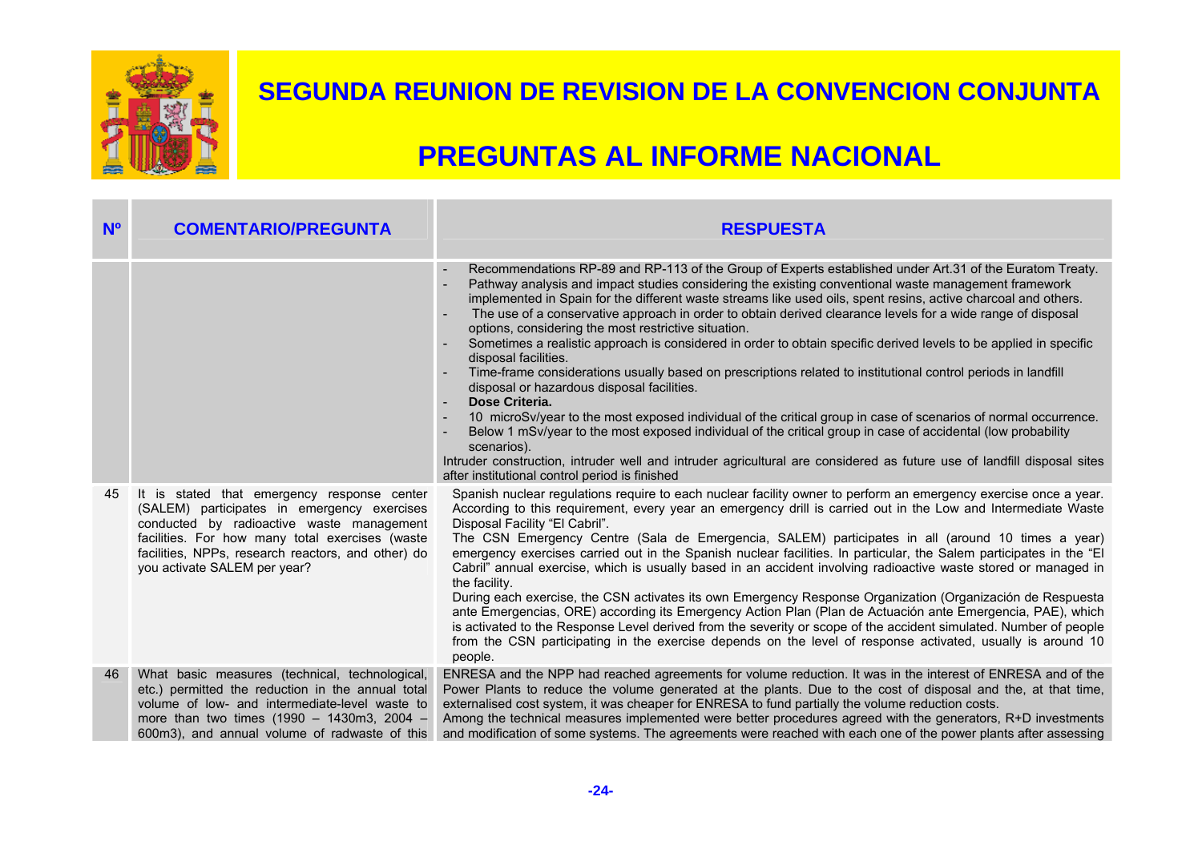| Nº | COMENTARIO/PREGUNTA | RESPUESTA |
|---|---|---|
| | | - Recommendations RP-89 and RP-113 of the Group of Experts established under Art.31 of the Euratom Treaty.<br>- Pathway analysis and impact studies considering the existing conventional waste management framework implemented in Spain for the different waste streams like used oils, spent resins, active charcoal and others.<br>- The use of a conservative approach in order to obtain derived clearance levels for a wide range of disposal options, considering the most restrictive situation.<br>- Sometimes a realistic approach is considered in order to obtain specific derived levels to be applied in specific disposal facilities.<br>- Time-frame considerations usually based on prescriptions related to institutional control periods in landfill disposal or hazardous disposal facilities.<br>- **Dose Criteria.**<br>- 10 microSv/year to the most exposed individual of the critical group in case of scenarios of normal occurrence.<br>- Below 1 mSv/year to the most exposed individual of the critical group in case of accidental (low probability scenarios).<br>Intruder construction, intruder well and intruder agricultural are considered as future use of landfill disposal sites after institutional control period is finished |
| 45 | It is stated that emergency response center (SALEM) participates in emergency exercises conducted by radioactive waste management facilities. For how many total exercises (waste facilities, NPPs, research reactors, and other) do you activate SALEM per year? | Spanish nuclear regulations require to each nuclear facility owner to perform an emergency exercise once a year. According to this requirement, every year an emergency drill is carried out in the Low and Intermediate Waste Disposal Facility "El Cabril".<br>The CSN Emergency Centre (Sala de Emergencia, SALEM) participates in all (around 10 times a year) emergency exercises carried out in the Spanish nuclear facilities. In particular, the Salem participates in the "El Cabril" annual exercise, which is usually based in an accident involving radioactive waste stored or managed in the facility.<br>During each exercise, the CSN activates its own Emergency Response Organization (Organización de Respuesta ante Emergencias, ORE) according its Emergency Action Plan (Plan de Actuación ante Emergencia, PAE), which is activated to the Response Level derived from the severity or scope of the accident simulated. Number of people from the CSN participating in the exercise depends on the level of response activated, usually is around 10 people. |
| 46 | What basic measures (technical, technological, etc.) permitted the reduction in the annual total volume of low- and intermediate-level waste to more than two times (1990 – 1430m3, 2004 – 600m3), and annual volume of radwaste of this | ENRESA and the NPP had reached agreements for volume reduction. It was in the interest of ENRESA and of the Power Plants to reduce the volume generated at the plants. Due to the cost of disposal and the, at that time, externalised cost system, it was cheaper for ENRESA to fund partially the volume reduction costs.<br>Among the technical measures implemented were better procedures agreed with the generators, R+D investments and modification of some systems. The agreements were reached with each one of the power plants after assessing |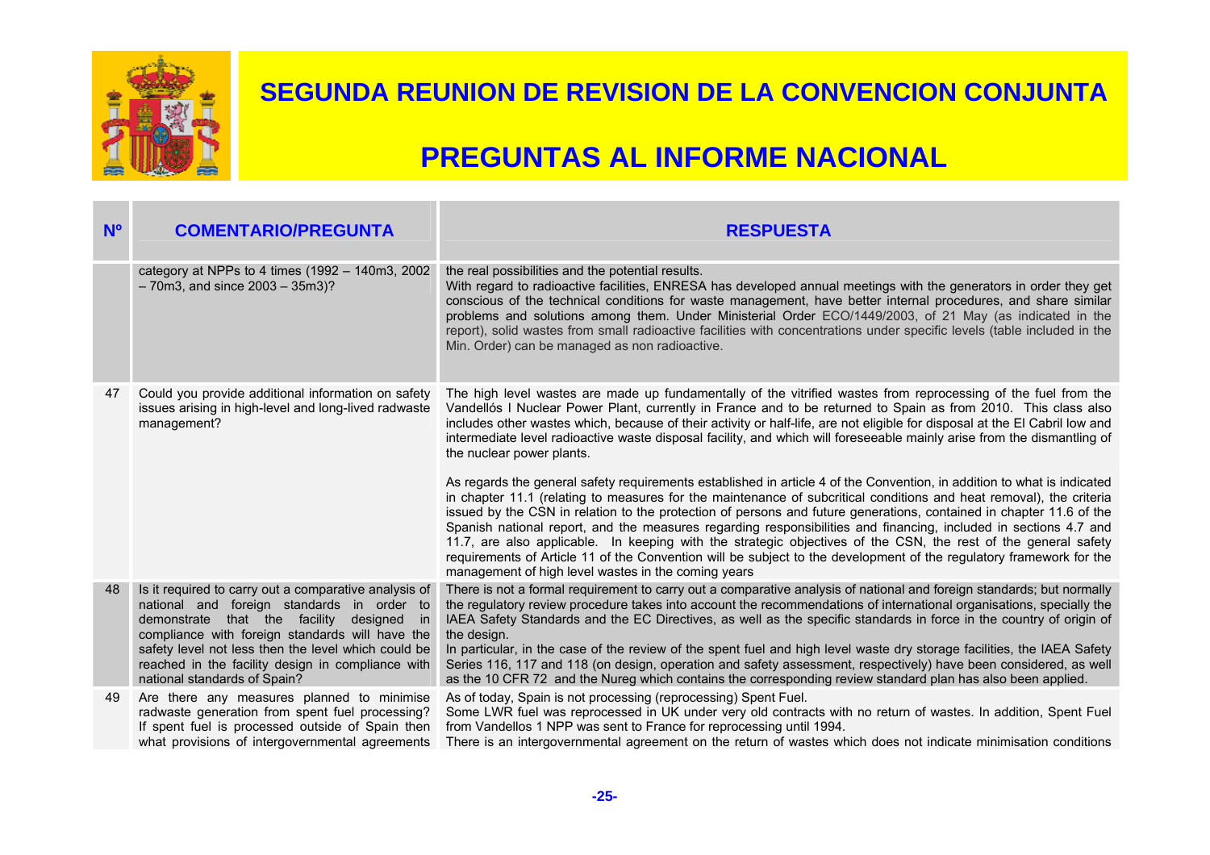# SEGUNDA REUNION DE REVISION DE LA CONVENCION CONJUNTA

# PREGUNTAS AL INFORME NACIONAL

| Nº | COMENTARIO/PREGUNTA | RESPUESTA |
|---|---|---|
| | category at NPPs to 4 times (1992 – 140m3, 2002 – 70m3, and since 2003 – 35m3)? | the real possibilities and the potential results.<br>With regard to radioactive facilities, ENRESA has developed annual meetings with the generators in order they get conscious of the technical conditions for waste management, have better internal procedures, and share similar problems and solutions among them. Under Ministerial Order ECO/1449/2003, of 21 May (as indicated in the report), solid wastes from small radioactive facilities with concentrations under specific levels (table included in the Min. Order) can be managed as non radioactive. |
| 47 | Could you provide additional information on safety issues arising in high-level and long-lived radwaste management? | The high level wastes are made up fundamentally of the vitrified wastes from reprocessing of the fuel from the Vandellós I Nuclear Power Plant, currently in France and to be returned to Spain as from 2010. This class also includes other wastes which, because of their activity or half-life, are not eligible for disposal at the El Cabril low and intermediate level radioactive waste disposal facility, and which will foreseeable mainly arise from the dismantling of the nuclear power plants.<br><br>As regards the general safety requirements established in article 4 of the Convention, in addition to what is indicated in chapter 11.1 (relating to measures for the maintenance of subcritical conditions and heat removal), the criteria issued by the CSN in relation to the protection of persons and future generations, contained in chapter 11.6 of the Spanish national report, and the measures regarding responsibilities and financing, included in sections 4.7 and 11.7, are also applicable. In keeping with the strategic objectives of the CSN, the rest of the general safety requirements of Article 11 of the Convention will be subject to the development of the regulatory framework for the management of high level wastes in the coming years |
| 48 | Is it required to carry out a comparative analysis of national and foreign standards in order to demonstrate that the facility designed in compliance with foreign standards will have the safety level not less then the level which could be reached in the facility design in compliance with national standards of Spain? | There is not a formal requirement to carry out a comparative analysis of national and foreign standards; but normally the regulatory review procedure takes into account the recommendations of international organisations, specially the IAEA Safety Standards and the EC Directives, as well as the specific standards in force in the country of origin of the design.<br>In particular, in the case of the review of the spent fuel and high level waste dry storage facilities, the IAEA Safety Series 116, 117 and 118 (on design, operation and safety assessment, respectively) have been considered, as well as the 10 CFR 72 and the Nureg which contains the corresponding review standard plan has also been applied. |
| 49 | Are there any measures planned to minimise radwaste generation from spent fuel processing? If spent fuel is processed outside of Spain then what provisions of intergovernmental agreements | As of today, Spain is not processing (reprocessing) Spent Fuel.<br>Some LWR fuel was reprocessed in UK under very old contracts with no return of wastes. In addition, Spent Fuel from Vandellos 1 NPP was sent to France for reprocessing until 1994.<br>There is an intergovernmental agreement on the return of wastes which does not indicate minimisation conditions |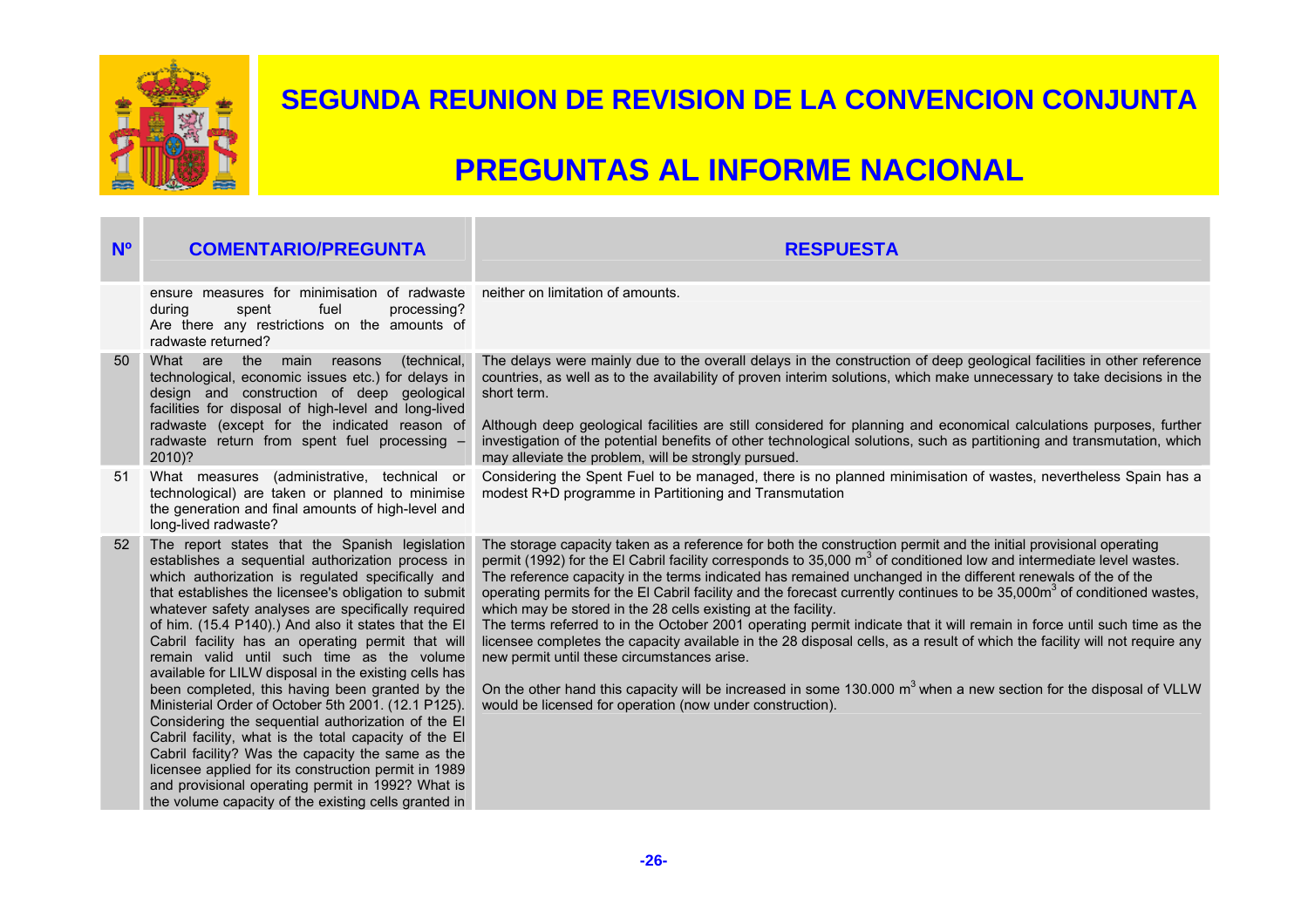# SEGUNDA REUNION DE REVISION DE LA CONVENCION CONJUNTA

# PREGUNTAS AL INFORME NACIONAL

| Nº | COMENTARIO/PREGUNTA | RESPUESTA |
|---|---|---|
| | ensure measures for minimisation of radwaste during spent fuel processing? Are there any restrictions on the amounts of radwaste returned? | neither on limitation of amounts. |
| 50 | What are the main reasons (technical, technological, economic issues etc.) for delays in design and construction of deep geological facilities for disposal of high-level and long-lived radwaste (except for the indicated reason of radwaste return from spent fuel processing – 2010)? | The delays were mainly due to the overall delays in the construction of deep geological facilities in other reference countries, as well as to the availability of proven interim solutions, which make unnecessary to take decisions in the short term.<br><br>Although deep geological facilities are still considered for planning and economical calculations purposes, further investigation of the potential benefits of other technological solutions, such as partitioning and transmutation, which may alleviate the problem, will be strongly pursued. |
| 51 | What measures (administrative, technical or technological) are taken or planned to minimise the generation and final amounts of high-level and long-lived radwaste? | Considering the Spent Fuel to be managed, there is no planned minimisation of wastes, nevertheless Spain has a modest R+D programme in Partitioning and Transmutation |
| 52 | The report states that the Spanish legislation establishes a sequential authorization process in which authorization is regulated specifically and that establishes the licensee's obligation to submit whatever safety analyses are specifically required of him. (15.4 P140).) And also it states that the El Cabril facility has an operating permit that will remain valid until such time as the volume available for LILW disposal in the existing cells has been completed, this having been granted by the Ministerial Order of October 5th 2001. (12.1 P125). Considering the sequential authorization of the El Cabril facility, what is the total capacity of the El Cabril facility? Was the capacity the same as the licensee applied for its construction permit in 1989 and provisional operating permit in 1992? What is the volume capacity of the existing cells granted in | The storage capacity taken as a reference for both the construction permit and the initial provisional operating permit (1992) for the El Cabril facility corresponds to 35,000 m$^3$ of conditioned low and intermediate level wastes. The reference capacity in the terms indicated has remained unchanged in the different renewals of the of the operating permits for the El Cabril facility and the forecast currently continues to be 35,000m$^3$ of conditioned wastes, which may be stored in the 28 cells existing at the facility.<br>The terms referred to in the October 2001 operating permit indicate that it will remain in force until such time as the licensee completes the capacity available in the 28 disposal cells, as a result of which the facility will not require any new permit until these circumstances arise.<br><br>On the other hand this capacity will be increased in some 130.000 m$^3$ when a new section for the disposal of VLLW would be licensed for operation (now under construction). |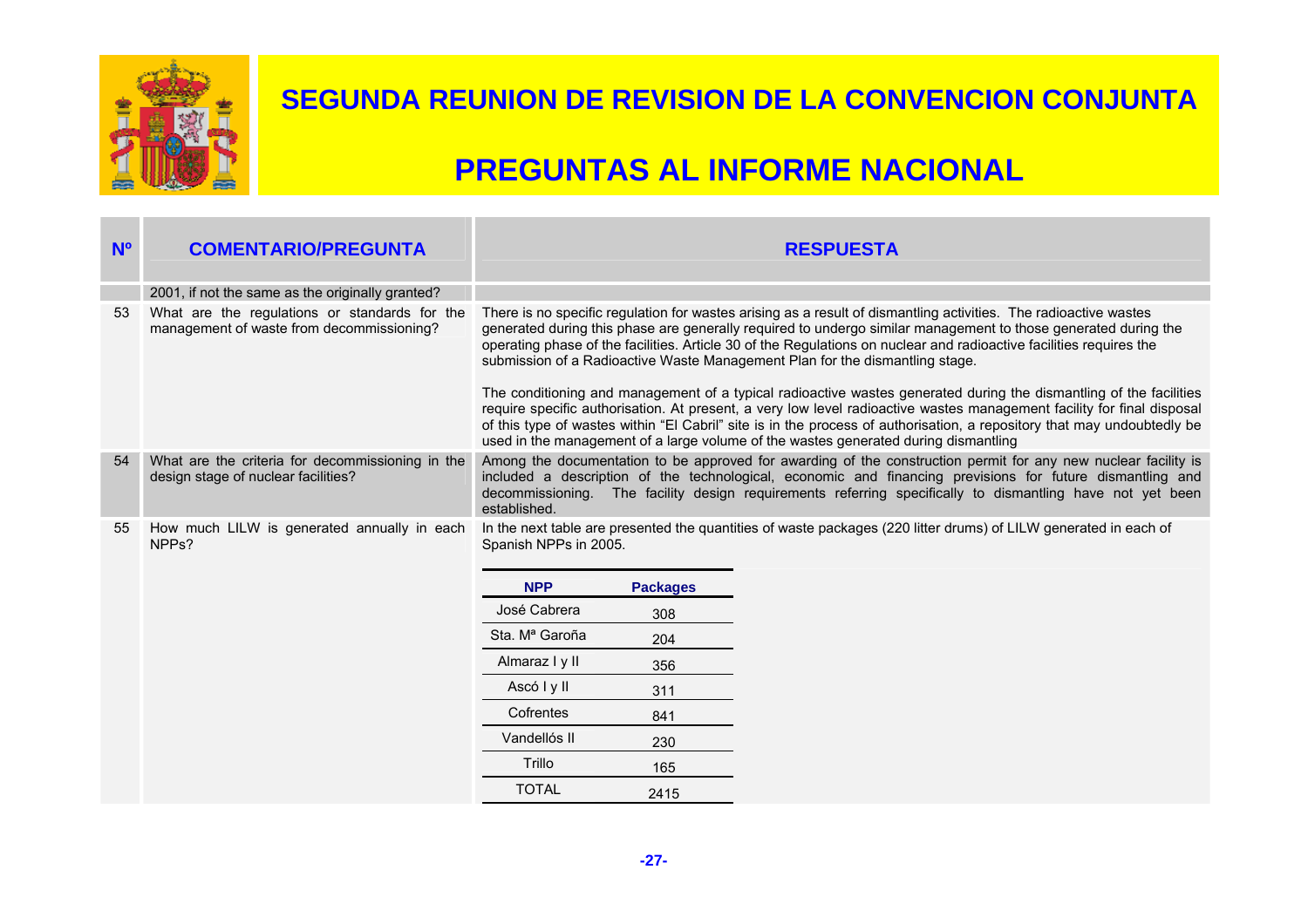# SEGUNDA REUNION DE REVISION DE LA CONVENCION CONJUNTA

# PREGUNTAS AL INFORME NACIONAL

| Nº | COMENTARIO/PREGUNTA | RESPUESTA |
|---|---|---|
| | 2001, if not the same as the originally granted? | |
| 53 | What are the regulations or standards for the management of waste from decommissioning? | There is no specific regulation for wastes arising as a result of dismantling activities. The radioactive wastes generated during this phase are generally required to undergo similar management to those generated during the operating phase of the facilities. Article 30 of the Regulations on nuclear and radioactive facilities requires the submission of a Radioactive Waste Management Plan for the dismantling stage.<br><br>The conditioning and management of a typical radioactive wastes generated during the dismantling of the facilities require specific authorisation. At present, a very low level radioactive wastes management facility for final disposal of this type of wastes within "El Cabril" site is in the process of authorisation, a repository that may undoubtedly be used in the management of a large volume of the wastes generated during dismantling |
| 54 | What are the criteria for decommissioning in the design stage of nuclear facilities? | Among the documentation to be approved for awarding of the construction permit for any new nuclear facility is included a description of the technological, economic and financing previsions for future dismantling and decommissioning. The facility design requirements referring specifically to dismantling have not yet been established. |
| 55 | How much LILW is generated annually in each NPPs? | In the next table are presented the quantities of waste packages (220 litter drums) of LILW generated in each of Spanish NPPs in 2005. |

| NPP | Packages |
|---|---|
| José Cabrera | 308 |
| Sta. Mª Garoña | 204 |
| Almaraz I y II | 356 |
| Ascó I y II | 311 |
| Cofrentes | 841 |
| Vandellós II | 230 |
| Trillo | 165 |
| TOTAL | 2415 |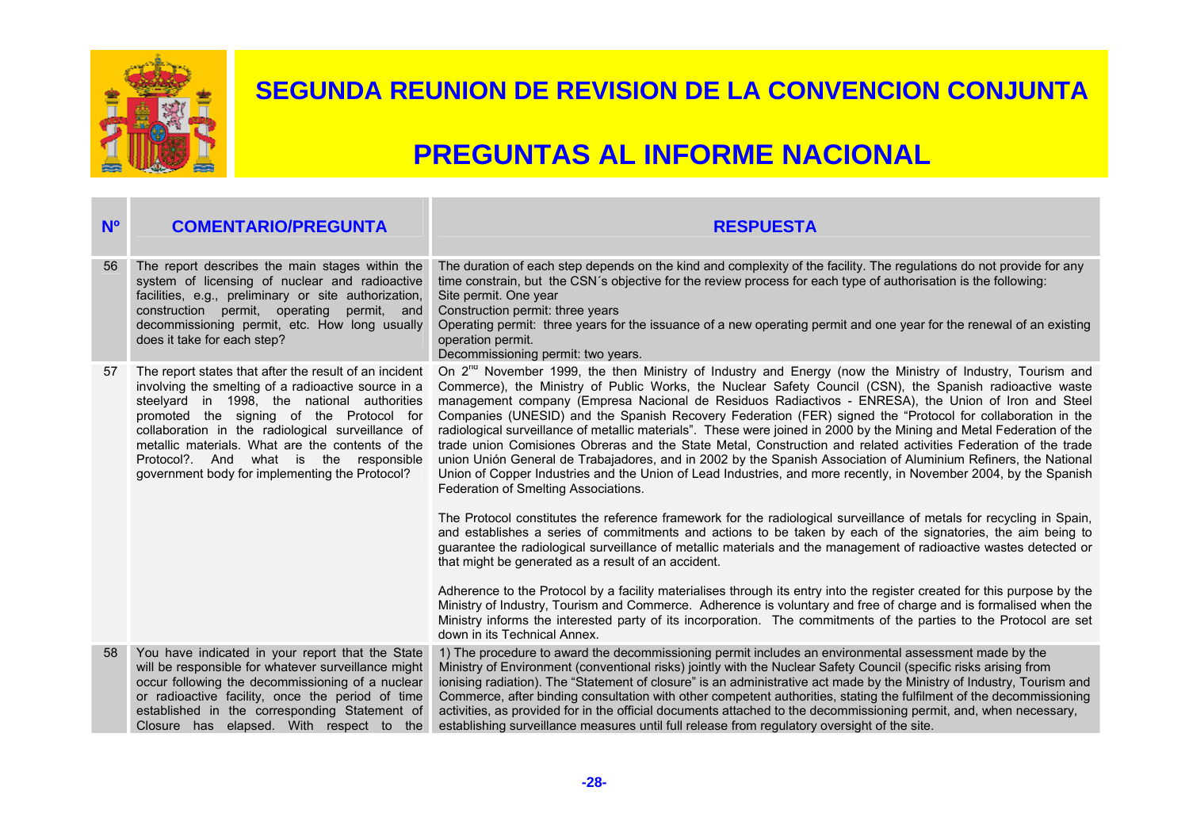# SEGUNDA REUNION DE REVISION DE LA CONVENCION CONJUNTA

# PREGUNTAS AL INFORME NACIONAL

| Nº | COMENTARIO/PREGUNTA | RESPUESTA |
|---|---|---|
| 56 | The report describes the main stages within the system of licensing of nuclear and radioactive facilities, e.g., preliminary or site authorization, construction permit, operating permit, and decommissioning permit, etc. How long usually does it take for each step? | The duration of each step depends on the kind and complexity of the facility. The regulations do not provide for any time constrain, but the CSN´s objective for the review process for each type of authorisation is the following:<br>Site permit. One year<br>Construction permit: three years<br>Operating permit: three years for the issuance of a new operating permit and one year for the renewal of an existing operation permit.<br>Decommissioning permit: two years. |
| 57 | The report states that after the result of an incident involving the smelting of a radioactive source in a steelyard in 1998, the national authorities promoted the signing of the Protocol for collaboration in the radiological surveillance of metallic materials. What are the contents of the Protocol?. And what is the responsible government body for implementing the Protocol? | On 2[nd] November 1999, the then Ministry of Industry and Energy (now the Ministry of Industry, Tourism and Commerce), the Ministry of Public Works, the Nuclear Safety Council (CSN), the Spanish radioactive waste management company (Empresa Nacional de Residuos Radiactivos - ENRESA), the Union of Iron and Steel Companies (UNESID) and the Spanish Recovery Federation (FER) signed the "Protocol for collaboration in the radiological surveillance of metallic materials". These were joined in 2000 by the Mining and Metal Federation of the trade union Comisiones Obreras and the State Metal, Construction and related activities Federation of the trade union Unión General de Trabajadores, and in 2002 by the Spanish Association of Aluminium Refiners, the National Union of Copper Industries and the Union of Lead Industries, and more recently, in November 2004, by the Spanish Federation of Smelting Associations.<br><br>The Protocol constitutes the reference framework for the radiological surveillance of metals for recycling in Spain, and establishes a series of commitments and actions to be taken by each of the signatories, the aim being to guarantee the radiological surveillance of metallic materials and the management of radioactive wastes detected or that might be generated as a result of an accident.<br><br>Adherence to the Protocol by a facility materialises through its entry into the register created for this purpose by the Ministry of Industry, Tourism and Commerce. Adherence is voluntary and free of charge and is formalised when the Ministry informs the interested party of its incorporation. The commitments of the parties to the Protocol are set down in its Technical Annex. |
| 58 | You have indicated in your report that the State will be responsible for whatever surveillance might occur following the decommissioning of a nuclear or radioactive facility, once the period of time established in the corresponding Statement of Closure has elapsed. With respect to the | 1) The procedure to award the decommissioning permit includes an environmental assessment made by the Ministry of Environment (conventional risks) jointly with the Nuclear Safety Council (specific risks arising from ionising radiation). The "Statement of closure" is an administrative act made by the Ministry of Industry, Tourism and Commerce, after binding consultation with other competent authorities, stating the fulfilment of the decommissioning activities, as provided for in the official documents attached to the decommissioning permit, and, when necessary, establishing surveillance measures until full release from regulatory oversight of the site. |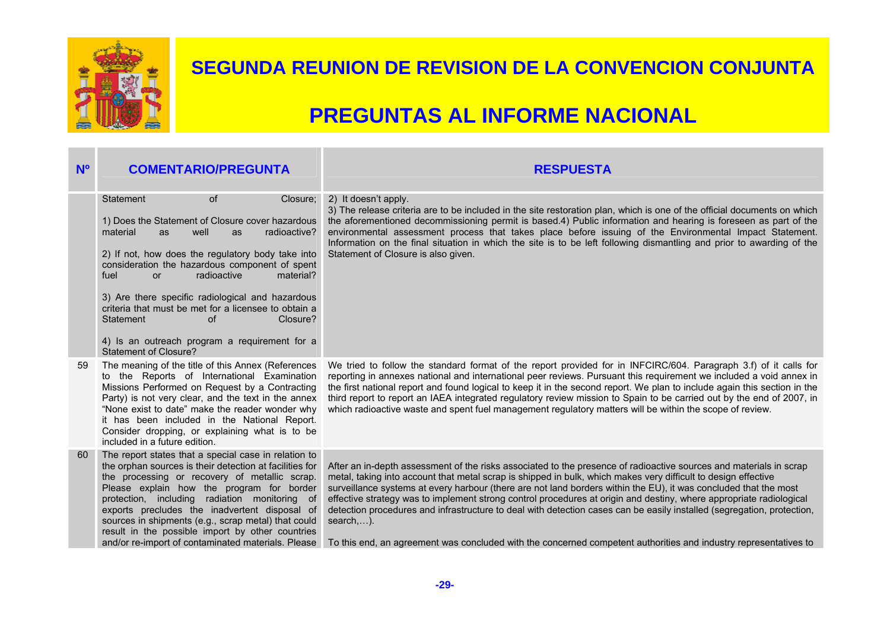# SEGUNDA REUNION DE REVISION DE LA CONVENCION CONJUNTA

# PREGUNTAS AL INFORME NACIONAL

| Nº | COMENTARIO/PREGUNTA | RESPUESTA |
|---|---|---|
| | Statement of Closure;<br><br>1) Does the Statement of Closure cover hazardous material as well as radioactive?<br><br>2) If not, how does the regulatory body take into consideration the hazardous component of spent fuel or radioactive material?<br><br>3) Are there specific radiological and hazardous criteria that must be met for a licensee to obtain a Statement of Closure?<br><br>4) Is an outreach program a requirement for a Statement of Closure? | 2) It doesn't apply.<br>3) The release criteria are to be included in the site restoration plan, which is one of the official documents on which the aforementioned decommissioning permit is based.4) Public information and hearing is foreseen as part of the environmental assessment process that takes place before issuing of the Environmental Impact Statement. Information on the final situation in which the site is to be left following dismantling and prior to awarding of the Statement of Closure is also given. |
| 59 | The meaning of the title of this Annex (References to the Reports of International Examination Missions Performed on Request by a Contracting Party) is not very clear, and the text in the annex "None exist to date" make the reader wonder why it has been included in the National Report. Consider dropping, or explaining what is to be included in a future edition. | We tried to follow the standard format of the report provided for in INFCIRC/604. Paragraph 3.f) of it calls for reporting in annexes national and international peer reviews. Pursuant this requirement we included a void annex in the first national report and found logical to keep it in the second report. We plan to include again this section in the third report to report an IAEA integrated regulatory review mission to Spain to be carried out by the end of 2007, in which radioactive waste and spent fuel management regulatory matters will be within the scope of review. |
| 60 | The report states that a special case in relation to the orphan sources is their detection at facilities for the processing or recovery of metallic scrap. Please explain how the program for border protection, including radiation monitoring of exports precludes the inadvertent disposal of sources in shipments (e.g., scrap metal) that could result in the possible import by other countries and/or re-import of contaminated materials. Please | After an in-depth assessment of the risks associated to the presence of radioactive sources and materials in scrap metal, taking into account that metal scrap is shipped in bulk, which makes very difficult to design effective surveillance systems at every harbour (there are not land borders within the EU), it was concluded that the most effective strategy was to implement strong control procedures at origin and destiny, where appropriate radiological detection procedures and infrastructure to deal with detection cases can be easily installed (segregation, protection, search,…).<br><br>To this end, an agreement was concluded with the concerned competent authorities and industry representatives to |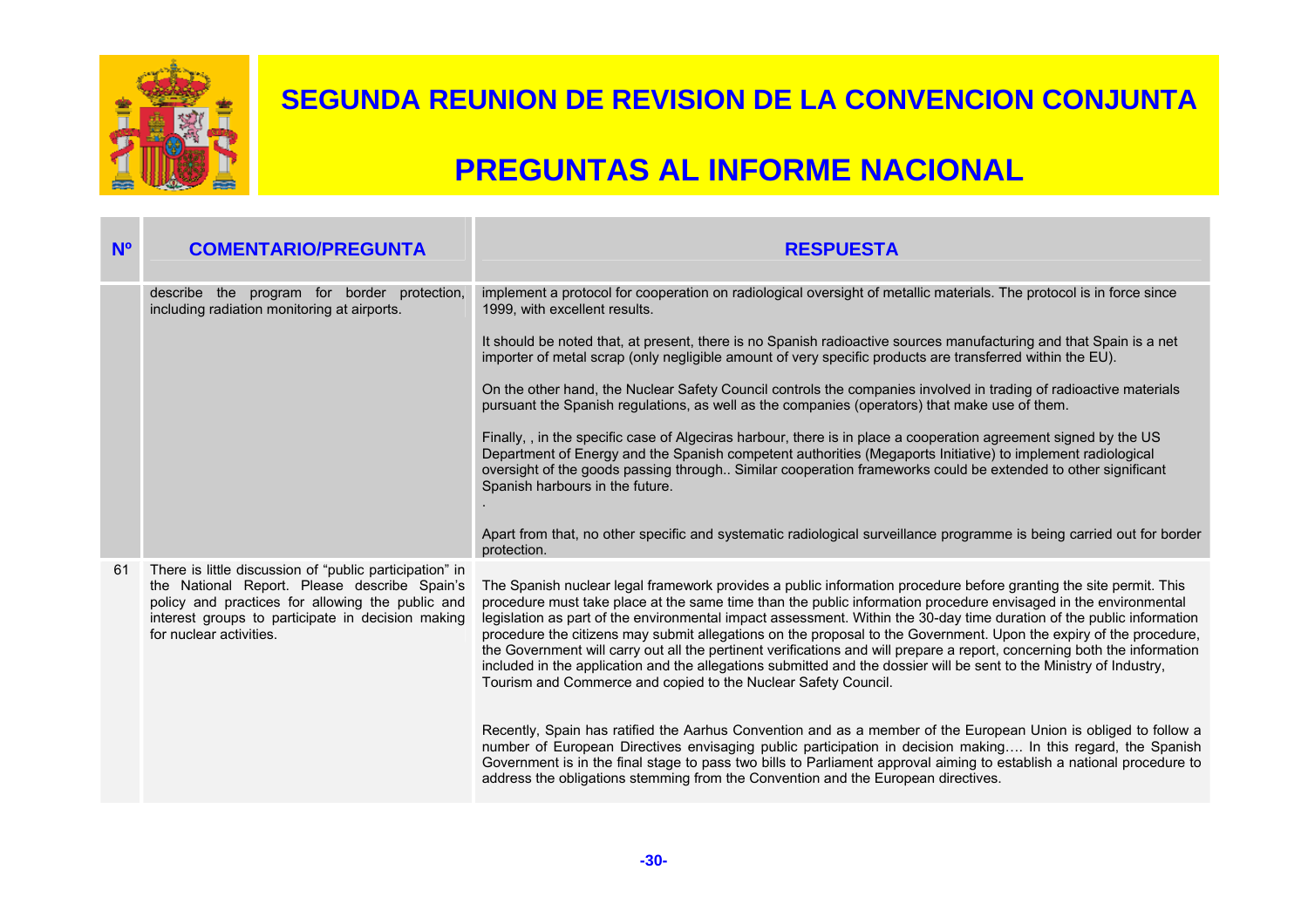# SEGUNDA REUNION DE REVISION DE LA CONVENCION CONJUNTA

# PREGUNTAS AL INFORME NACIONAL

| Nº | COMENTARIO/PREGUNTA | RESPUESTA |
|---|---|---|
| | describe the program for border protection, including radiation monitoring at airports. | implement a protocol for cooperation on radiological oversight of metallic materials. The protocol is in force since 1999, with excellent results.<br><br>It should be noted that, at present, there is no Spanish radioactive sources manufacturing and that Spain is a net importer of metal scrap (only negligible amount of very specific products are transferred within the EU).<br><br>On the other hand, the Nuclear Safety Council controls the companies involved in trading of radioactive materials pursuant the Spanish regulations, as well as the companies (operators) that make use of them.<br><br>Finally, , in the specific case of Algeciras harbour, there is in place a cooperation agreement signed by the US Department of Energy and the Spanish competent authorities (Megaports Initiative) to implement radiological oversight of the goods passing through.. Similar cooperation frameworks could be extended to other significant Spanish harbours in the future.<br>.<br><br>Apart from that, no other specific and systematic radiological surveillance programme is being carried out for border protection. |
| 61 | There is little discussion of "public participation" in the National Report. Please describe Spain's policy and practices for allowing the public and interest groups to participate in decision making for nuclear activities. | The Spanish nuclear legal framework provides a public information procedure before granting the site permit. This procedure must take place at the same time than the public information procedure envisaged in the environmental legislation as part of the environmental impact assessment. Within the 30-day time duration of the public information procedure the citizens may submit allegations on the proposal to the Government. Upon the expiry of the procedure, the Government will carry out all the pertinent verifications and will prepare a report, concerning both the information included in the application and the allegations submitted and the dossier will be sent to the Ministry of Industry, Tourism and Commerce and copied to the Nuclear Safety Council.<br><br>Recently, Spain has ratified the Aarhus Convention and as a member of the European Union is obliged to follow a number of European Directives envisaging public participation in decision making…. In this regard, the Spanish Government is in the final stage to pass two bills to Parliament approval aiming to establish a national procedure to address the obligations stemming from the Convention and the European directives. |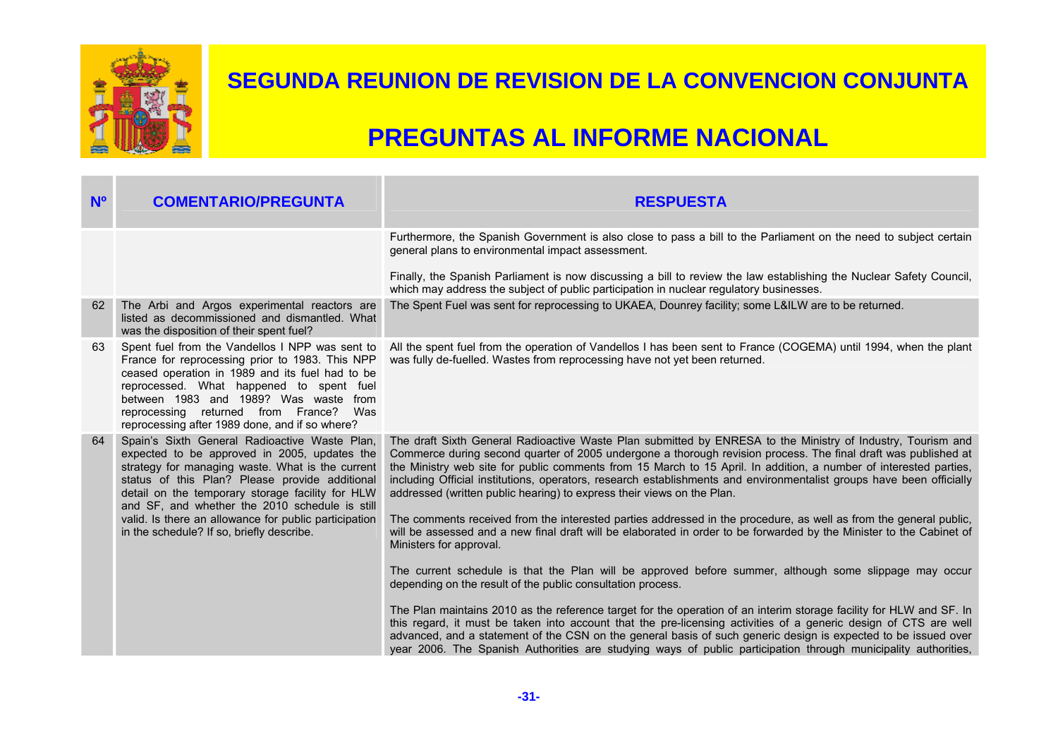# SEGUNDA REUNION DE REVISION DE LA CONVENCION CONJUNTA

# PREGUNTAS AL INFORME NACIONAL

| Nº | COMENTARIO/PREGUNTA | RESPUESTA |
|---|---|---|
| | | Furthermore, the Spanish Government is also close to pass a bill to the Parliament on the need to subject certain general plans to environmental impact assessment.<br><br>Finally, the Spanish Parliament is now discussing a bill to review the law establishing the Nuclear Safety Council, which may address the subject of public participation in nuclear regulatory businesses. |
| 62 | The Arbi and Argos experimental reactors are listed as decommissioned and dismantled. What was the disposition of their spent fuel? | The Spent Fuel was sent for reprocessing to UKAEA, Dounrey facility; some L&ILW are to be returned. |
| 63 | Spent fuel from the Vandellos I NPP was sent to France for reprocessing prior to 1983. This NPP ceased operation in 1989 and its fuel had to be reprocessed. What happened to spent fuel between 1983 and 1989? Was waste from reprocessing returned from France? Was reprocessing after 1989 done, and if so where? | All the spent fuel from the operation of Vandellos I has been sent to France (COGEMA) until 1994, when the plant was fully de-fuelled. Wastes from reprocessing have not yet been returned. |
| 64 | Spain's Sixth General Radioactive Waste Plan, expected to be approved in 2005, updates the strategy for managing waste. What is the current status of this Plan? Please provide additional detail on the temporary storage facility for HLW and SF, and whether the 2010 schedule is still valid. Is there an allowance for public participation in the schedule? If so, briefly describe. | The draft Sixth General Radioactive Waste Plan submitted by ENRESA to the Ministry of Industry, Tourism and Commerce during second quarter of 2005 undergone a thorough revision process. The final draft was published at the Ministry web site for public comments from 15 March to 15 April. In addition, a number of interested parties, including Official institutions, operators, research establishments and environmentalist groups have been officially addressed (written public hearing) to express their views on the Plan.<br><br>The comments received from the interested parties addressed in the procedure, as well as from the general public, will be assessed and a new final draft will be elaborated in order to be forwarded by the Minister to the Cabinet of Ministers for approval.<br><br>The current schedule is that the Plan will be approved before summer, although some slippage may occur depending on the result of the public consultation process.<br><br>The Plan maintains 2010 as the reference target for the operation of an interim storage facility for HLW and SF. In this regard, it must be taken into account that the pre-licensing activities of a generic design of CTS are well advanced, and a statement of the CSN on the general basis of such generic design is expected to be issued over year 2006. The Spanish Authorities are studying ways of public participation through municipality authorities, |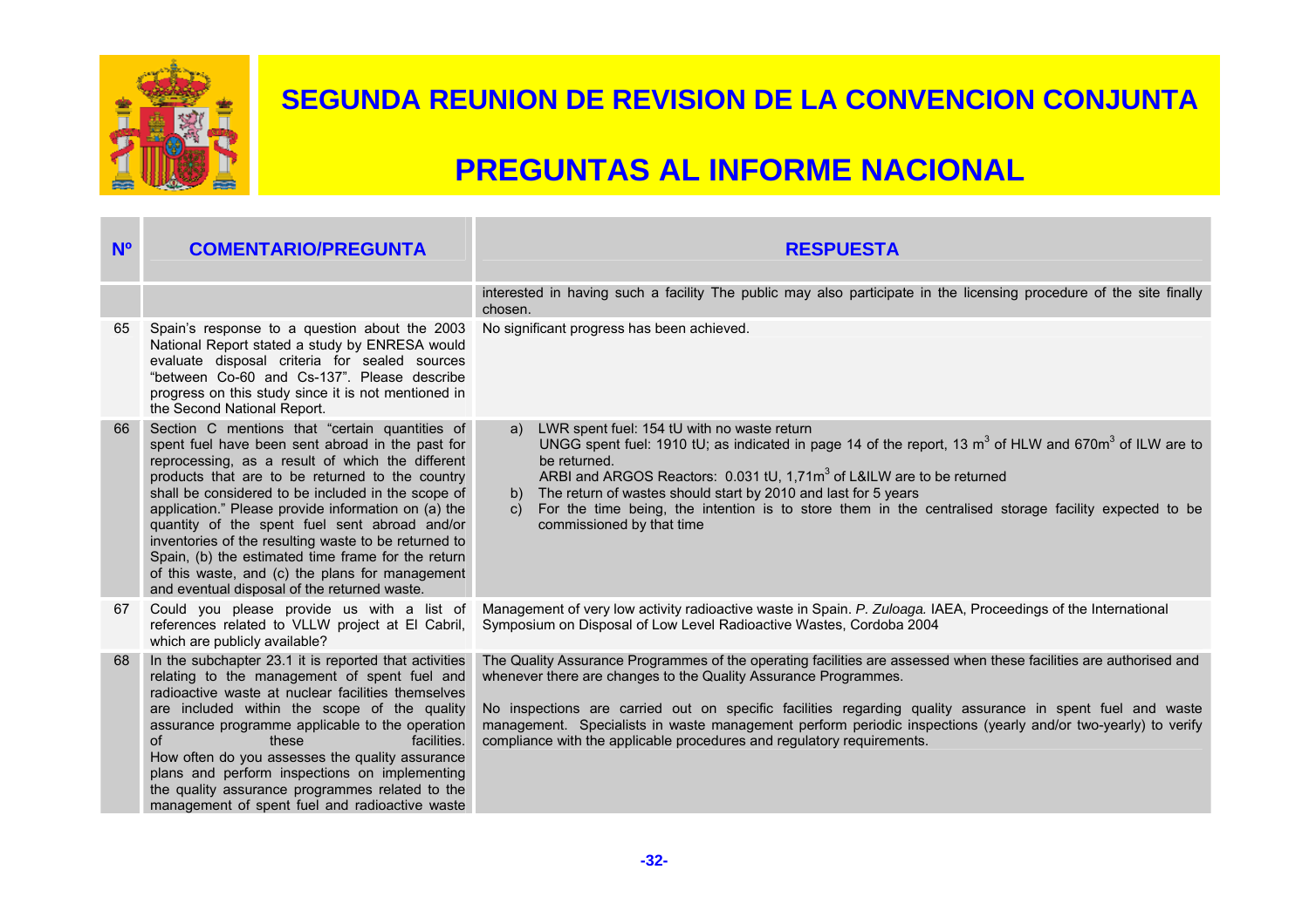# SEGUNDA REUNION DE REVISION DE LA CONVENCION CONJUNTA

# PREGUNTAS AL INFORME NACIONAL

| Nº | COMENTARIO/PREGUNTA | RESPUESTA |
|---|---|---|
| | | interested in having such a facility The public may also participate in the licensing procedure of the site finally chosen. |
| 65 | Spain's response to a question about the 2003 National Report stated a study by ENRESA would evaluate disposal criteria for sealed sources "between Co-60 and Cs-137". Please describe progress on this study since it is not mentioned in the Second National Report. | No significant progress has been achieved. |
| 66 | Section C mentions that "certain quantities of spent fuel have been sent abroad in the past for reprocessing, as a result of which the different products that are to be returned to the country shall be considered to be included in the scope of application." Please provide information on (a) the quantity of the spent fuel sent abroad and/or inventories of the resulting waste to be returned to Spain, (b) the estimated time frame for the return of this waste, and (c) the plans for management and eventual disposal of the returned waste. | a) LWR spent fuel: 154 tU with no waste return<br>UNGG spent fuel: 1910 tU; as indicated in page 14 of the report, 13 $m^3$ of HLW and 670$m^3$ of ILW are to be returned.<br>ARBI and ARGOS Reactors: 0.031 tU, 1,71$m^3$ of L&ILW are to be returned<br>b) The return of wastes should start by 2010 and last for 5 years<br>c) For the time being, the intention is to store them in the centralised storage facility expected to be commissioned by that time |
| 67 | Could you please provide us with a list of references related to VLLW project at El Cabril, which are publicly available? | Management of very low activity radioactive waste in Spain. *P. Zuloaga.* IAEA, Proceedings of the International Symposium on Disposal of Low Level Radioactive Wastes, Cordoba 2004 |
| 68 | In the subchapter 23.1 it is reported that activities relating to the management of spent fuel and radioactive waste at nuclear facilities themselves are included within the scope of the quality assurance programme applicable to the operation of these facilities. How often do you assesses the quality assurance plans and perform inspections on implementing the quality assurance programmes related to the management of spent fuel and radioactive waste | The Quality Assurance Programmes of the operating facilities are assessed when these facilities are authorised and whenever there are changes to the Quality Assurance Programmes.<br><br>No inspections are carried out on specific facilities regarding quality assurance in spent fuel and waste management. Specialists in waste management perform periodic inspections (yearly and/or two-yearly) to verify compliance with the applicable procedures and regulatory requirements. |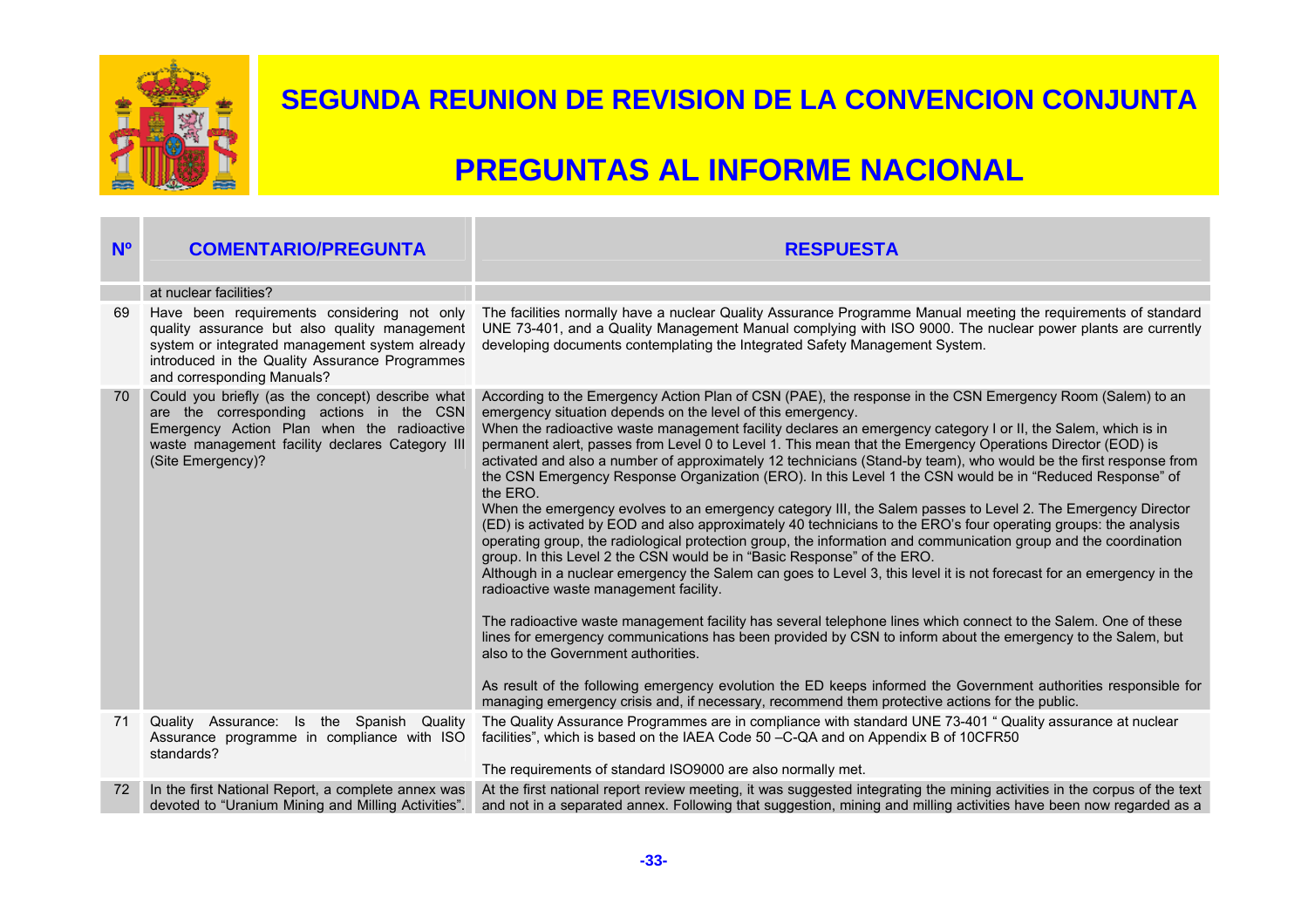| Nº | COMENTARIO/PREGUNTA | RESPUESTA |
|---|---|---|
| | at nuclear facilities? | |
| 69 | Have been requirements considering not only quality assurance but also quality management system or integrated management system already introduced in the Quality Assurance Programmes and corresponding Manuals? | The facilities normally have a nuclear Quality Assurance Programme Manual meeting the requirements of standard UNE 73-401, and a Quality Management Manual complying with ISO 9000. The nuclear power plants are currently developing documents contemplating the Integrated Safety Management System. |
| 70 | Could you briefly (as the concept) describe what are the corresponding actions in the CSN Emergency Action Plan when the radioactive waste management facility declares Category III (Site Emergency)? | According to the Emergency Action Plan of CSN (PAE), the response in the CSN Emergency Room (Salem) to an emergency situation depends on the level of this emergency.<br>When the radioactive waste management facility declares an emergency category I or II, the Salem, which is in permanent alert, passes from Level 0 to Level 1. This mean that the Emergency Operations Director (EOD) is activated and also a number of approximately 12 technicians (Stand-by team), who would be the first response from the CSN Emergency Response Organization (ERO). In this Level 1 the CSN would be in "Reduced Response" of the ERO.<br>When the emergency evolves to an emergency category III, the Salem passes to Level 2. The Emergency Director (ED) is activated by EOD and also approximately 40 technicians to the ERO's four operating groups: the analysis operating group, the radiological protection group, the information and communication group and the coordination group. In this Level 2 the CSN would be in "Basic Response" of the ERO.<br>Although in a nuclear emergency the Salem can goes to Level 3, this level it is not forecast for an emergency in the radioactive waste management facility.<br><br>The radioactive waste management facility has several telephone lines which connect to the Salem. One of these lines for emergency communications has been provided by CSN to inform about the emergency to the Salem, but also to the Government authorities.<br><br>As result of the following emergency evolution the ED keeps informed the Government authorities responsible for managing emergency crisis and, if necessary, recommend them protective actions for the public. |
| 71 | Quality Assurance: Is the Spanish Quality Assurance programme in compliance with ISO standards? | The Quality Assurance Programmes are in compliance with standard UNE 73-401 " Quality assurance at nuclear facilities", which is based on the IAEA Code 50 –C-QA and on Appendix B of 10CFR50<br><br>The requirements of standard ISO9000 are also normally met. |
| 72 | In the first National Report, a complete annex was devoted to "Uranium Mining and Milling Activities". | At the first national report review meeting, it was suggested integrating the mining activities in the corpus of the text and not in a separated annex. Following that suggestion, mining and milling activities have been now regarded as a |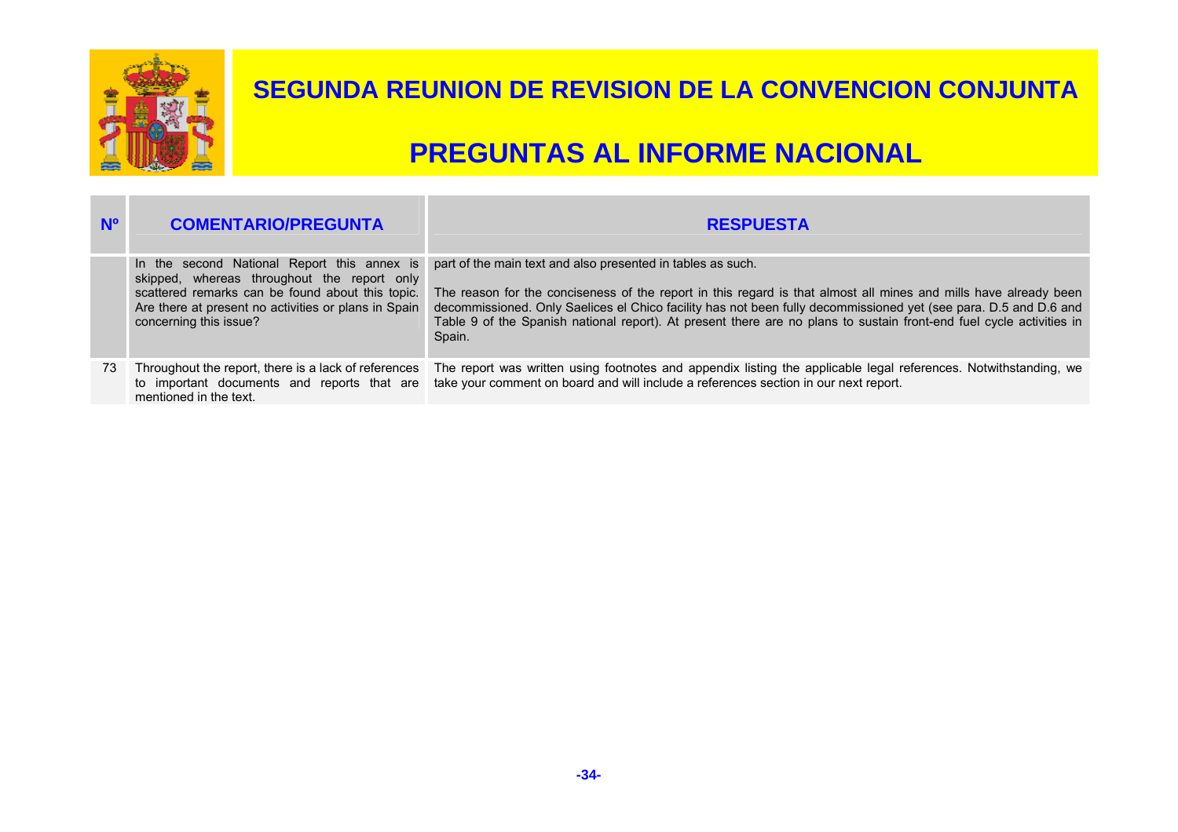# SEGUNDA REUNION DE REVISION DE LA CONVENCION CONJUNTA

# PREGUNTAS AL INFORME NACIONAL

| Nº | COMENTARIO/PREGUNTA | RESPUESTA |
|---|---|---|
| | In the second National Report this annex is skipped, whereas throughout the report only scattered remarks can be found about this topic. Are there at present no activities or plans in Spain concerning this issue? | part of the main text and also presented in tables as such.<br><br>The reason for the conciseness of the report in this regard is that almost all mines and mills have already been decommissioned. Only Saelices el Chico facility has not been fully decommissioned yet (see para. D.5 and D.6 and Table 9 of the Spanish national report). At present there are no plans to sustain front-end fuel cycle activities in Spain. |
| 73 | Throughout the report, there is a lack of references to important documents and reports that are mentioned in the text. | The report was written using footnotes and appendix listing the applicable legal references. Notwithstanding, we take your comment on board and will include a references section in our next report. |